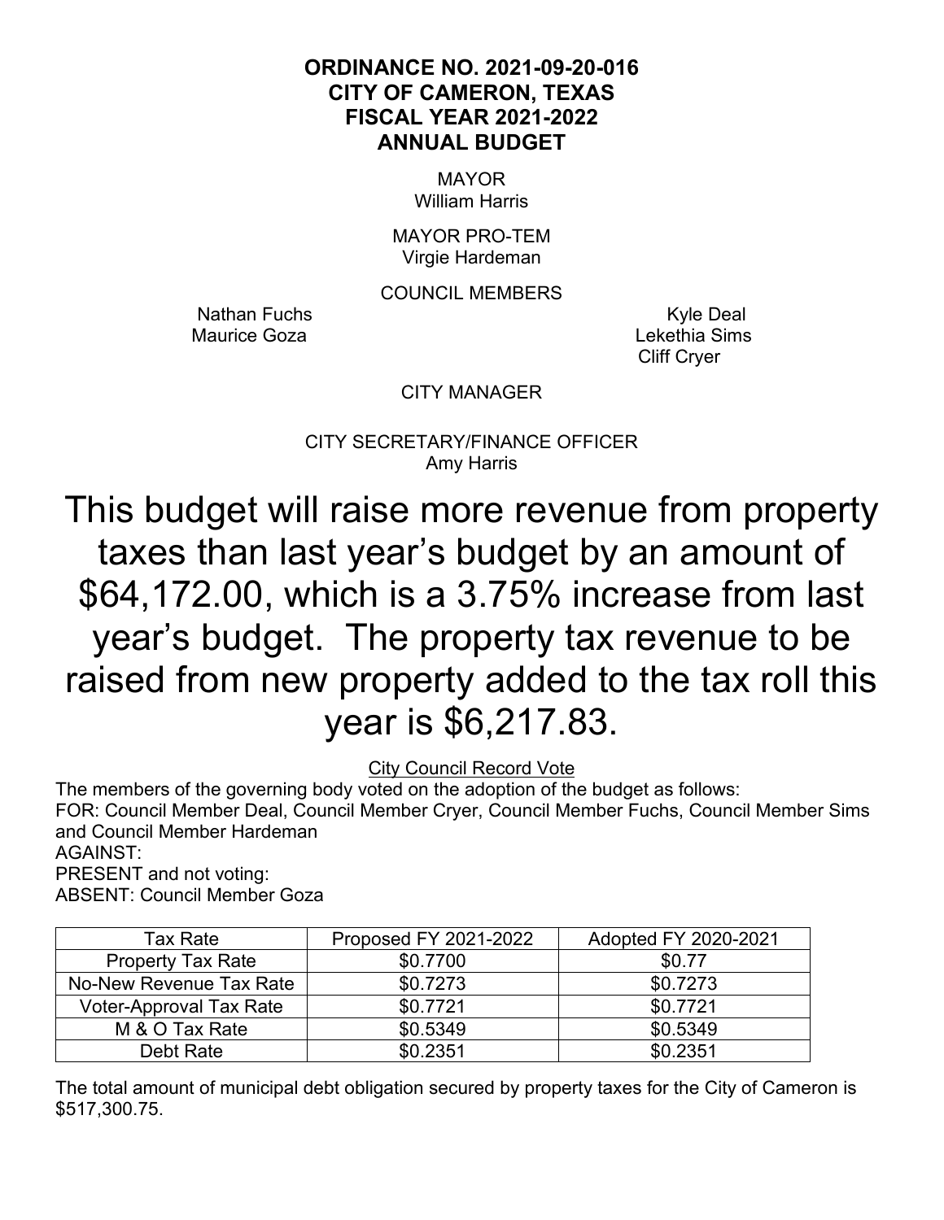# ORDINANCE NO. 2021-09-20-016
# CITY OF CAMERON, TEXAS
# FISCAL YEAR 2021-2022
# ANNUAL BUDGET

MAYOR
William Harris

MAYOR PRO-TEM
Virgie Hardeman

COUNCIL MEMBERS

Nathan Fuchs
Maurice Goza
Kyle Deal
Lekethia Sims
Cliff Cryer

CITY MANAGER

CITY SECRETARY/FINANCE OFFICER
Amy Harris

## This budget will raise more revenue from property taxes than last year's budget by an amount of $64,172.00, which is a 3.75% increase from last year's budget. The property tax revenue to be raised from new property added to the tax roll this year is $6,217.83.

City Council Record Vote

The members of the governing body voted on the adoption of the budget as follows:
FOR: Council Member Deal, Council Member Cryer, Council Member Fuchs, Council Member Sims and Council Member Hardeman
AGAINST:
PRESENT and not voting:
ABSENT: Council Member Goza

| Tax Rate | Proposed FY 2021-2022 | Adopted FY 2020-2021 |
|---|---|---|
| Property Tax Rate | $0.7700 | $0.77 |
| No-New Revenue Tax Rate | $0.7273 | $0.7273 |
| Voter-Approval Tax Rate | $0.7721 | $0.7721 |
| M & O Tax Rate | $0.5349 | $0.5349 |
| Debt Rate | $0.2351 | $0.2351 |

The total amount of municipal debt obligation secured by property taxes for the City of Cameron is $517,300.75.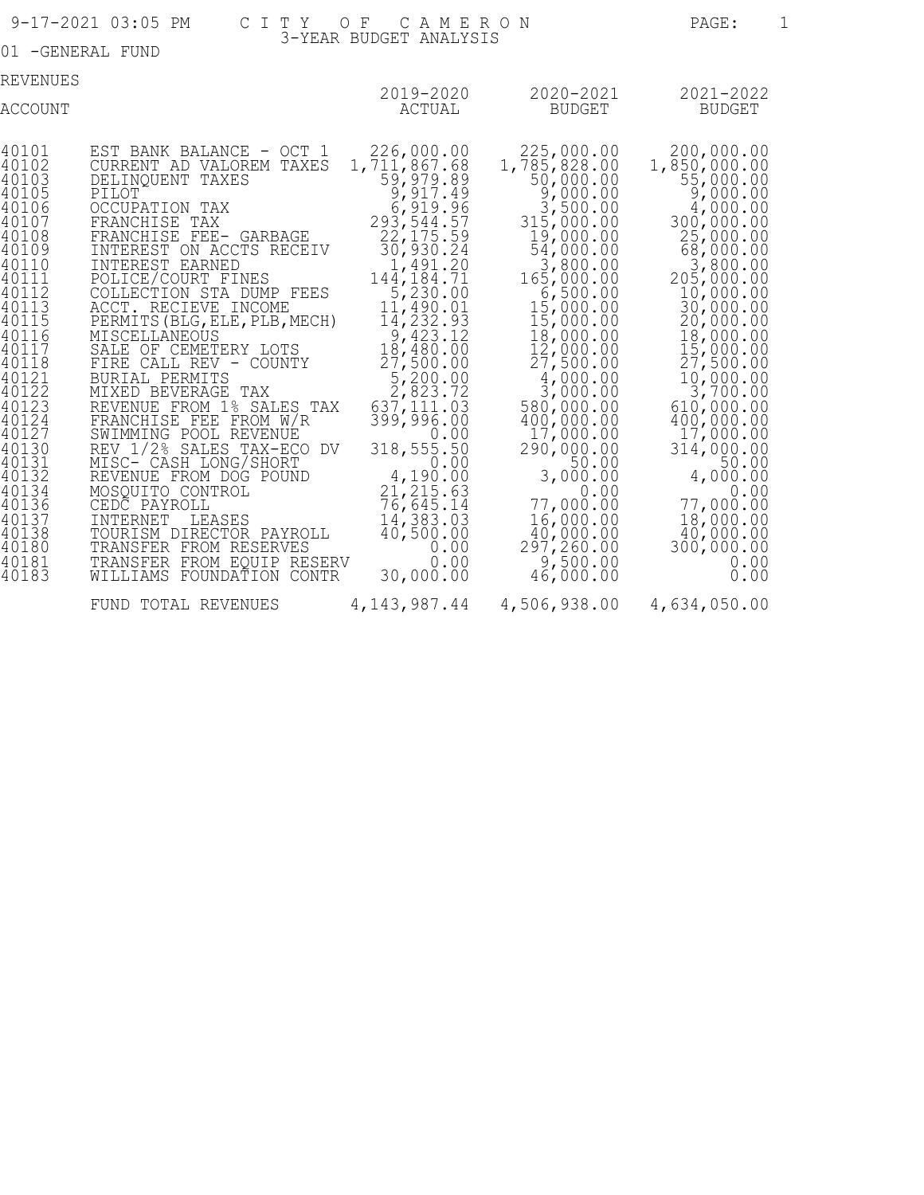CITY OF CAMERON
3-YEAR BUDGET ANALYSIS

01 -GENERAL FUND

REVENUES

| ACCOUNT | | 2019-2020 ACTUAL | 2020-2021 BUDGET | 2021-2022 BUDGET |
|---|---|---|---|---|
| 40101 | EST BANK BALANCE - OCT 1 | 226,000.00 | 225,000.00 | 200,000.00 |
| 40102 | CURRENT AD VALOREM TAXES | 1,711,867.68 | 1,785,828.00 | 1,850,000.00 |
| 40103 | DELINQUENT TAXES | 59,979.89 | 50,000.00 | 55,000.00 |
| 40105 | PILOT | 9,917.49 | 9,000.00 | 9,000.00 |
| 40106 | OCCUPATION TAX | 6,919.96 | 3,500.00 | 4,000.00 |
| 40107 | FRANCHISE TAX | 293,544.57 | 315,000.00 | 300,000.00 |
| 40108 | FRANCHISE FEE- GARBAGE | 22,175.59 | 19,000.00 | 25,000.00 |
| 40109 | INTEREST ON ACCTS RECEIV | 30,930.24 | 54,000.00 | 68,000.00 |
| 40110 | INTEREST EARNED | 1,491.20 | 3,800.00 | 3,800.00 |
| 40111 | POLICE/COURT FINES | 144,184.71 | 165,000.00 | 205,000.00 |
| 40112 | COLLECTION STA DUMP FEES | 5,230.00 | 6,500.00 | 10,000.00 |
| 40113 | ACCT. RECIEVE INCOME | 11,490.01 | 15,000.00 | 30,000.00 |
| 40115 | PERMITS(BLG,ELE,PLB,MECH) | 14,232.93 | 15,000.00 | 20,000.00 |
| 40116 | MISCELLANEOUS | 9,423.12 | 18,000.00 | 18,000.00 |
| 40117 | SALE OF CEMETERY LOTS | 18,480.00 | 12,000.00 | 15,000.00 |
| 40118 | FIRE CALL REV - COUNTY | 27,500.00 | 27,500.00 | 27,500.00 |
| 40121 | BURIAL PERMITS | 5,200.00 | 4,000.00 | 10,000.00 |
| 40122 | MIXED BEVERAGE TAX | 2,823.72 | 3,000.00 | 3,700.00 |
| 40123 | REVENUE FROM 1% SALES TAX | 637,111.03 | 580,000.00 | 610,000.00 |
| 40124 | FRANCHISE FEE FROM W/R | 399,996.00 | 400,000.00 | 400,000.00 |
| 40127 | SWIMMING POOL REVENUE | 0.00 | 17,000.00 | 17,000.00 |
| 40130 | REV 1/2% SALES TAX-ECO DV | 318,555.50 | 290,000.00 | 314,000.00 |
| 40131 | MISC- CASH LONG/SHORT | 0.00 | 50.00 | 50.00 |
| 40132 | REVENUE FROM DOG POUND | 4,190.00 | 3,000.00 | 4,000.00 |
| 40134 | MOSQUITO CONTROL | 21,215.63 | 0.00 | 0.00 |
| 40136 | CEDC PAYROLL | 76,645.14 | 77,000.00 | 77,000.00 |
| 40137 | INTERNET LEASES | 14,383.03 | 16,000.00 | 18,000.00 |
| 40138 | TOURISM DIRECTOR PAYROLL | 40,500.00 | 40,000.00 | 40,000.00 |
| 40180 | TRANSFER FROM RESERVES | 0.00 | 297,260.00 | 300,000.00 |
| 40181 | TRANSFER FROM EQUIP RESERV | 0.00 | 9,500.00 | 0.00 |
| 40183 | WILLIAMS FOUNDATION CONTR | 30,000.00 | 46,000.00 | 0.00 |
| | FUND TOTAL REVENUES | 4,143,987.44 | 4,506,938.00 | 4,634,050.00 |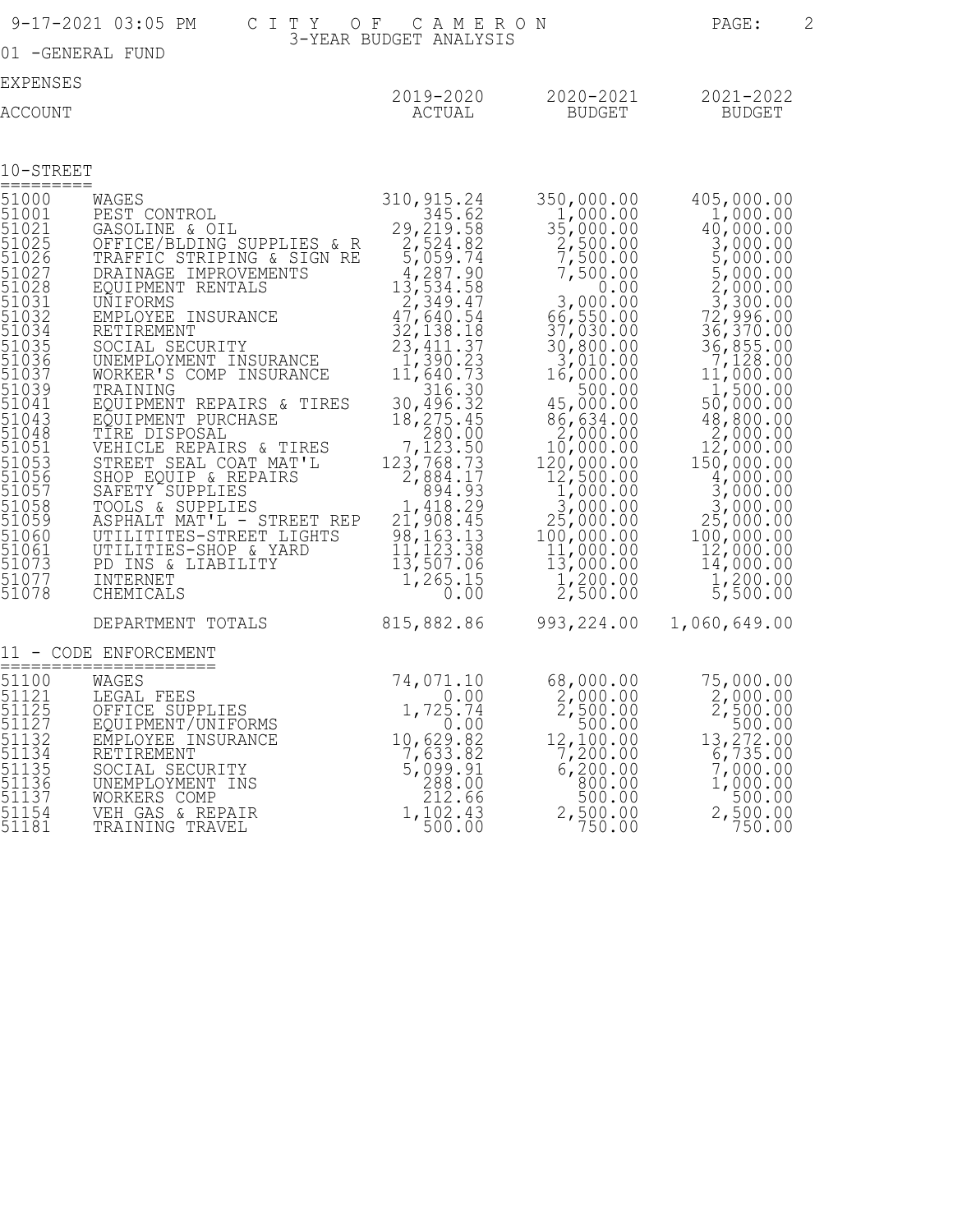CITY OF CAMERON
3-YEAR BUDGET ANALYSIS

01 -GENERAL FUND

EXPENSES

## 10-STREET

| ACCOUNT | | 2019-2020 ACTUAL | 2020-2021 BUDGET | 2021-2022 BUDGET |
|---|---|---|---|---|
| 51000 | WAGES | 310,915.24 | 350,000.00 | 405,000.00 |
| 51001 | PEST CONTROL | 345.62 | 1,000.00 | 1,000.00 |
| 51021 | GASOLINE & OIL | 29,219.58 | 35,000.00 | 40,000.00 |
| 51025 | OFFICE/BLDING SUPPLIES & R | 2,524.82 | 2,500.00 | 3,000.00 |
| 51026 | TRAFFIC STRIPING & SIGN RE | 5,059.74 | 7,500.00 | 5,000.00 |
| 51027 | DRAINAGE IMPROVEMENTS | 4,287.90 | 7,500.00 | 5,000.00 |
| 51028 | EQUIPMENT RENTALS | 13,534.58 | 0.00 | 2,000.00 |
| 51031 | UNIFORMS | 2,349.47 | 3,000.00 | 3,300.00 |
| 51032 | EMPLOYEE INSURANCE | 47,640.54 | 66,550.00 | 72,996.00 |
| 51034 | RETIREMENT | 32,138.18 | 37,030.00 | 36,370.00 |
| 51035 | SOCIAL SECURITY | 23,411.37 | 30,800.00 | 36,855.00 |
| 51036 | UNEMPLOYMENT INSURANCE | 1,390.23 | 3,010.00 | 7,128.00 |
| 51037 | WORKER'S COMP INSURANCE | 11,640.73 | 16,000.00 | 11,000.00 |
| 51039 | TRAINING | 316.30 | 500.00 | 1,500.00 |
| 51041 | EQUIPMENT REPAIRS & TIRES | 30,496.32 | 45,000.00 | 50,000.00 |
| 51043 | EQUIPMENT PURCHASE | 18,275.45 | 86,634.00 | 48,800.00 |
| 51048 | TIRE DISPOSAL | 280.00 | 2,000.00 | 2,000.00 |
| 51051 | VEHICLE REPAIRS & TIRES | 7,123.50 | 10,000.00 | 12,000.00 |
| 51053 | STREET SEAL COAT MAT'L | 123,768.73 | 120,000.00 | 150,000.00 |
| 51056 | SHOP EQUIP & REPAIRS | 2,884.17 | 12,500.00 | 4,000.00 |
| 51057 | SAFETY SUPPLIES | 894.93 | 1,000.00 | 3,000.00 |
| 51058 | TOOLS & SUPPLIES | 1,418.29 | 3,000.00 | 3,000.00 |
| 51059 | ASPHALT MAT'L - STREET REP | 21,908.45 | 25,000.00 | 25,000.00 |
| 51060 | UTILITITES-STREET LIGHTS | 98,163.13 | 100,000.00 | 100,000.00 |
| 51061 | UTILITIES-SHOP & YARD | 11,123.38 | 11,000.00 | 12,000.00 |
| 51073 | PD INS & LIABILITY | 13,507.06 | 13,000.00 | 14,000.00 |
| 51077 | INTERNET | 1,265.15 | 1,200.00 | 1,200.00 |
| 51078 | CHEMICALS | 0.00 | 2,500.00 | 5,500.00 |
| | DEPARTMENT TOTALS | 815,882.86 | 993,224.00 | 1,060,649.00 |

## 11 - CODE ENFORCEMENT

| ACCOUNT | | 2019-2020 ACTUAL | 2020-2021 BUDGET | 2021-2022 BUDGET |
|---|---|---|---|---|
| 51100 | WAGES | 74,071.10 | 68,000.00 | 75,000.00 |
| 51121 | LEGAL FEES | 0.00 | 2,000.00 | 2,000.00 |
| 51125 | OFFICE SUPPLIES | 1,725.74 | 2,500.00 | 2,500.00 |
| 51127 | EQUIPMENT/UNIFORMS | 0.00 | 500.00 | 500.00 |
| 51132 | EMPLOYEE INSURANCE | 10,629.82 | 12,100.00 | 13,272.00 |
| 51134 | RETIREMENT | 7,633.82 | 7,200.00 | 6,735.00 |
| 51135 | SOCIAL SECURITY | 5,099.91 | 6,200.00 | 7,000.00 |
| 51136 | UNEMPLOYMENT INS | 288.00 | 800.00 | 1,000.00 |
| 51137 | WORKERS COMP | 212.66 | 500.00 | 500.00 |
| 51154 | VEH GAS & REPAIR | 1,102.43 | 2,500.00 | 2,500.00 |
| 51181 | TRAINING TRAVEL | 500.00 | 750.00 | 750.00 |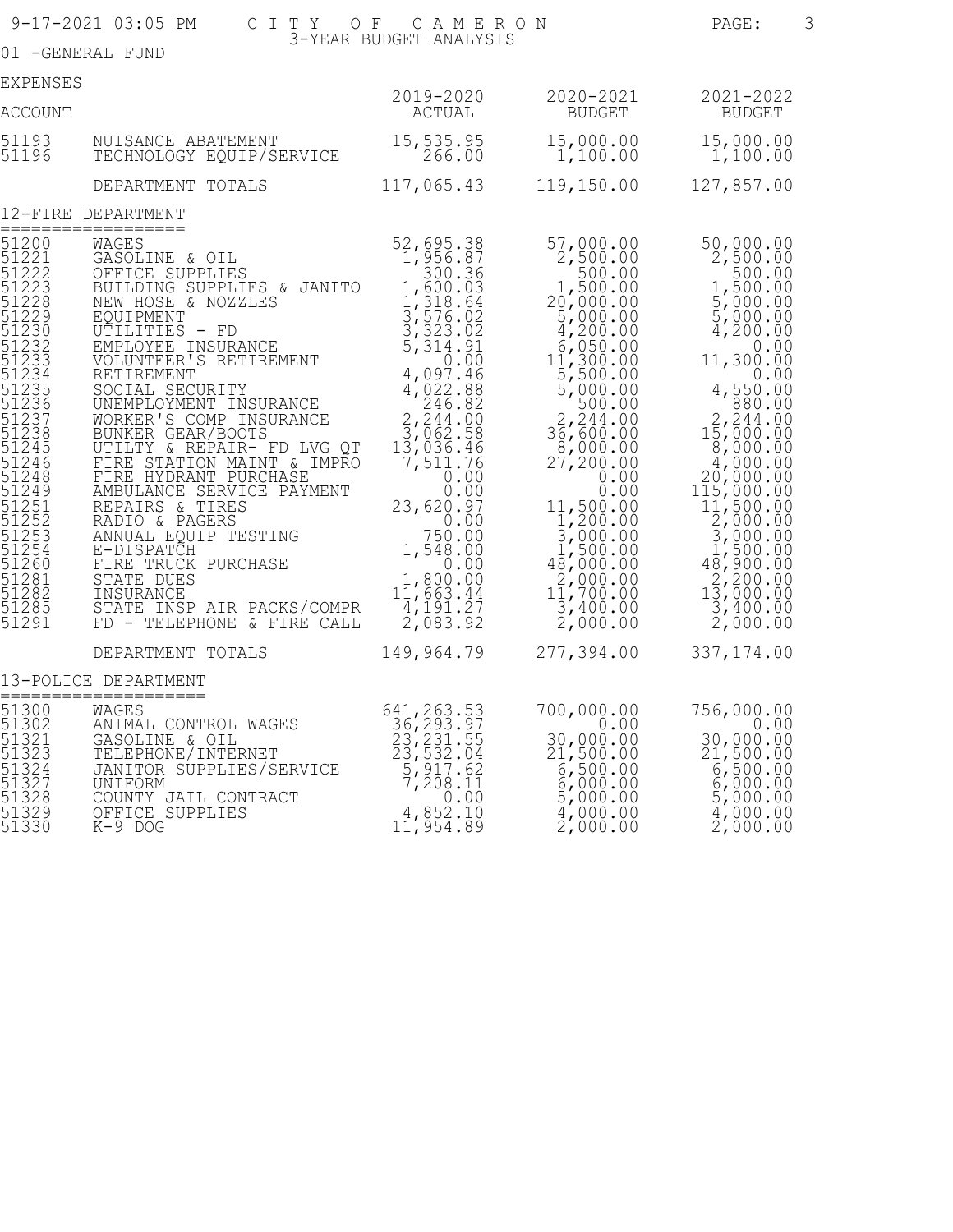CITY OF CAMERON
3-YEAR BUDGET ANALYSIS

01 -GENERAL FUND

EXPENSES

| ACCOUNT | | 2019-2020 ACTUAL | 2020-2021 BUDGET | 2021-2022 BUDGET |
|---|---|---|---|---|
| 51193 | NUISANCE ABATEMENT | 15,535.95 | 15,000.00 | 15,000.00 |
| 51196 | TECHNOLOGY EQUIP/SERVICE | 266.00 | 1,100.00 | 1,100.00 |
| | DEPARTMENT TOTALS | 117,065.43 | 119,150.00 | 127,857.00 |

## 12-FIRE DEPARTMENT

| ACCOUNT | | 2019-2020 ACTUAL | 2020-2021 BUDGET | 2021-2022 BUDGET |
|---|---|---|---|---|
| 51200 | WAGES | 52,695.38 | 57,000.00 | 50,000.00 |
| 51221 | GASOLINE & OIL | 1,956.87 | 2,500.00 | 2,500.00 |
| 51222 | OFFICE SUPPLIES | 300.36 | 500.00 | 500.00 |
| 51223 | BUILDING SUPPLIES & JANITO | 1,600.03 | 1,500.00 | 1,500.00 |
| 51228 | NEW HOSE & NOZZLES | 1,318.64 | 20,000.00 | 5,000.00 |
| 51229 | EQUIPMENT | 3,576.02 | 5,000.00 | 5,000.00 |
| 51230 | UTILITIES - FD | 3,323.02 | 4,200.00 | 4,200.00 |
| 51232 | EMPLOYEE INSURANCE | 5,314.91 | 6,050.00 | 0.00 |
| 51233 | VOLUNTEER'S RETIREMENT | 0.00 | 11,300.00 | 11,300.00 |
| 51234 | RETIREMENT | 4,097.46 | 5,500.00 | 0.00 |
| 51235 | SOCIAL SECURITY | 4,022.88 | 5,000.00 | 4,550.00 |
| 51236 | UNEMPLOYMENT INSURANCE | 246.82 | 500.00 | 880.00 |
| 51237 | WORKER'S COMP INSURANCE | 2,244.00 | 2,244.00 | 2,244.00 |
| 51238 | BUNKER GEAR/BOOTS | 3,062.58 | 36,600.00 | 15,000.00 |
| 51245 | UTILTY & REPAIR- FD LVG QT | 13,036.46 | 8,000.00 | 8,000.00 |
| 51246 | FIRE STATION MAINT & IMPRO | 7,511.76 | 27,200.00 | 4,000.00 |
| 51248 | FIRE HYDRANT PURCHASE | 0.00 | 0.00 | 20,000.00 |
| 51249 | AMBULANCE SERVICE PAYMENT | 0.00 | 0.00 | 115,000.00 |
| 51251 | REPAIRS & TIRES | 23,620.97 | 11,500.00 | 11,500.00 |
| 51252 | RADIO & PAGERS | 0.00 | 1,200.00 | 2,000.00 |
| 51253 | ANNUAL EQUIP TESTING | 750.00 | 3,000.00 | 3,000.00 |
| 51254 | E-DISPATCH | 1,548.00 | 1,500.00 | 1,500.00 |
| 51260 | FIRE TRUCK PURCHASE | 0.00 | 48,000.00 | 48,900.00 |
| 51281 | STATE DUES | 1,800.00 | 2,000.00 | 2,200.00 |
| 51282 | INSURANCE | 11,663.44 | 11,700.00 | 13,000.00 |
| 51285 | STATE INSP AIR PACKS/COMPR | 4,191.27 | 3,400.00 | 3,400.00 |
| 51291 | FD - TELEPHONE & FIRE CALL | 2,083.92 | 2,000.00 | 2,000.00 |
| | DEPARTMENT TOTALS | 149,964.79 | 277,394.00 | 337,174.00 |

## 13-POLICE DEPARTMENT

| ACCOUNT | | 2019-2020 ACTUAL | 2020-2021 BUDGET | 2021-2022 BUDGET |
|---|---|---|---|---|
| 51300 | WAGES | 641,263.53 | 700,000.00 | 756,000.00 |
| 51302 | ANIMAL CONTROL WAGES | 36,293.97 | 0.00 | 0.00 |
| 51321 | GASOLINE & OIL | 23,231.55 | 30,000.00 | 30,000.00 |
| 51323 | TELEPHONE/INTERNET | 23,532.04 | 21,500.00 | 21,500.00 |
| 51324 | JANITOR SUPPLIES/SERVICE | 5,917.62 | 6,500.00 | 6,500.00 |
| 51327 | UNIFORM | 7,208.11 | 6,000.00 | 6,000.00 |
| 51328 | COUNTY JAIL CONTRACT | 0.00 | 5,000.00 | 5,000.00 |
| 51329 | OFFICE SUPPLIES | 4,852.10 | 4,000.00 | 4,000.00 |
| 51330 | K-9 DOG | 11,954.89 | 2,000.00 | 2,000.00 |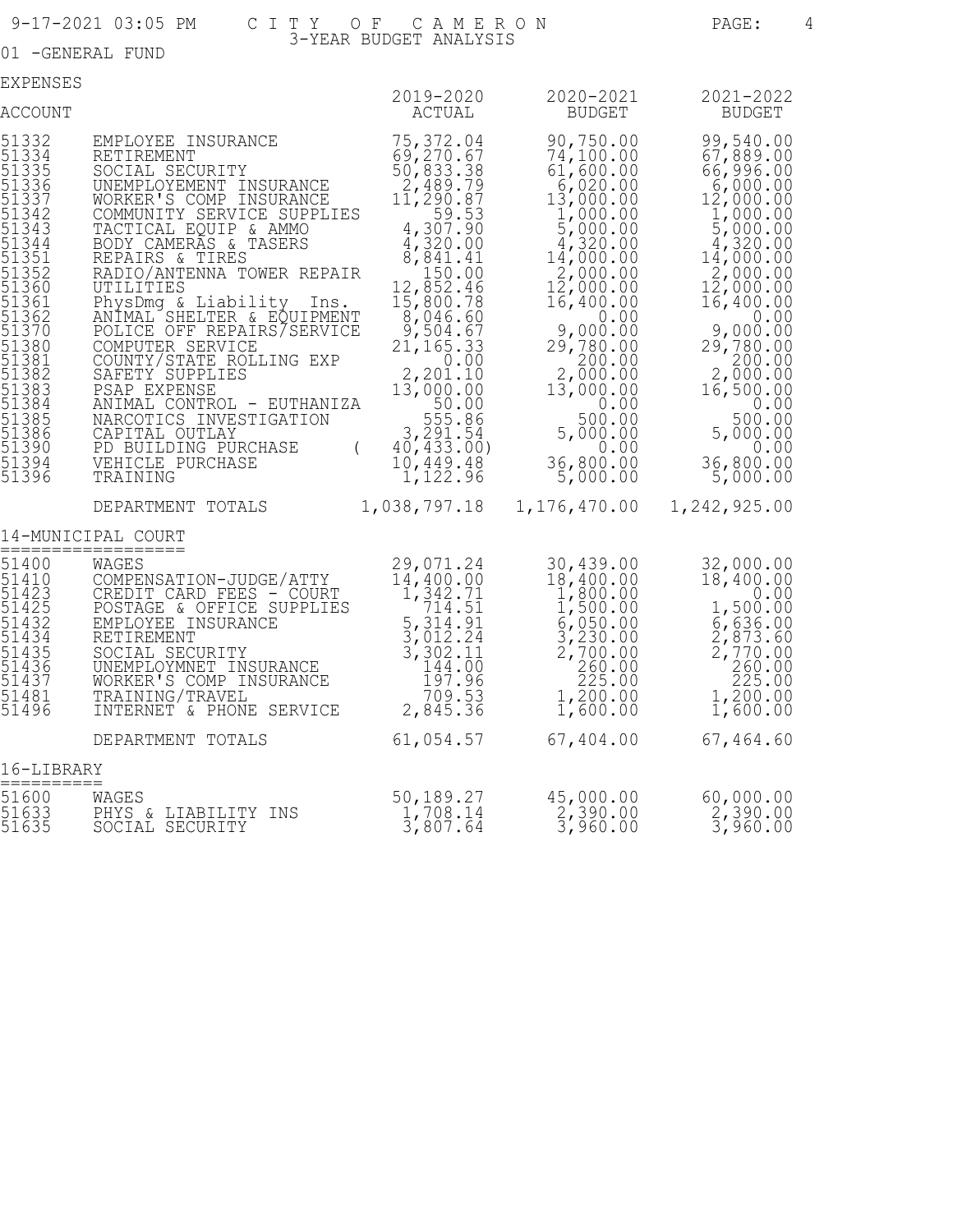# CITY OF CAMERON

## 3-YEAR BUDGET ANALYSIS

01 -GENERAL FUND

EXPENSES

| ACCOUNT | | 2019-2020 ACTUAL | 2020-2021 BUDGET | 2021-2022 BUDGET |
|---|---|---|---|---|
| 51332 | EMPLOYEE INSURANCE | 75,372.04 | 90,750.00 | 99,540.00 |
| 51334 | RETIREMENT | 69,270.67 | 74,100.00 | 67,889.00 |
| 51335 | SOCIAL SECURITY | 50,833.38 | 61,600.00 | 66,996.00 |
| 51336 | UNEMPLOYEMENT INSURANCE | 2,489.79 | 6,020.00 | 6,000.00 |
| 51337 | WORKER'S COMP INSURANCE | 11,290.87 | 13,000.00 | 12,000.00 |
| 51342 | COMMUNITY SERVICE SUPPLIES | 59.53 | 1,000.00 | 1,000.00 |
| 51343 | TACTICAL EQUIP & AMMO | 4,307.90 | 5,000.00 | 5,000.00 |
| 51344 | BODY CAMERAS & TASERS | 4,320.00 | 4,320.00 | 4,320.00 |
| 51351 | REPAIRS & TIRES | 8,841.41 | 14,000.00 | 14,000.00 |
| 51352 | RADIO/ANTENNA TOWER REPAIR | 150.00 | 2,000.00 | 2,000.00 |
| 51360 | UTILITIES | 12,852.46 | 12,000.00 | 12,000.00 |
| 51361 | PhysDmg & Liability Ins. | 15,800.78 | 16,400.00 | 16,400.00 |
| 51362 | ANIMAL SHELTER & EQUIPMENT | 8,046.60 | 0.00 | 0.00 |
| 51370 | POLICE OFF REPAIRS/SERVICE | 9,504.67 | 9,000.00 | 9,000.00 |
| 51380 | COMPUTER SERVICE | 21,165.33 | 29,780.00 | 29,780.00 |
| 51381 | COUNTY/STATE ROLLING EXP | 0.00 | 200.00 | 200.00 |
| 51382 | SAFETY SUPPLIES | 2,201.10 | 2,000.00 | 2,000.00 |
| 51383 | PSAP EXPENSE | 13,000.00 | 13,000.00 | 16,500.00 |
| 51384 | ANIMAL CONTROL - EUTHANIZA | 50.00 | 0.00 | 0.00 |
| 51385 | NARCOTICS INVESTIGATION | 555.86 | 500.00 | 500.00 |
| 51386 | CAPITAL OUTLAY | 3,291.54 | 5,000.00 | 5,000.00 |
| 51390 | PD BUILDING PURCHASE | ( 40,433.00) | 0.00 | 0.00 |
| 51394 | VEHICLE PURCHASE | 10,449.48 | 36,800.00 | 36,800.00 |
| 51396 | TRAINING | 1,122.96 | 5,000.00 | 5,000.00 |
| | DEPARTMENT TOTALS | 1,038,797.18 | 1,176,470.00 | 1,242,925.00 |

## 14-MUNICIPAL COURT

| ACCOUNT | | 2019-2020 ACTUAL | 2020-2021 BUDGET | 2021-2022 BUDGET |
|---|---|---|---|---|
| 51400 | WAGES | 29,071.24 | 30,439.00 | 32,000.00 |
| 51410 | COMPENSATION-JUDGE/ATTY | 14,400.00 | 18,400.00 | 18,400.00 |
| 51423 | CREDIT CARD FEES - COURT | 1,342.71 | 1,800.00 | 0.00 |
| 51425 | POSTAGE & OFFICE SUPPLIES | 714.51 | 1,500.00 | 1,500.00 |
| 51432 | EMPLOYEE INSURANCE | 5,314.91 | 6,050.00 | 6,636.00 |
| 51434 | RETIREMENT | 3,012.24 | 3,230.00 | 2,873.60 |
| 51435 | SOCIAL SECURITY | 3,302.11 | 2,700.00 | 2,770.00 |
| 51436 | UNEMPLOYMNET INSURANCE | 144.00 | 260.00 | 260.00 |
| 51437 | WORKER'S COMP INSURANCE | 197.96 | 225.00 | 225.00 |
| 51481 | TRAINING/TRAVEL | 709.53 | 1,200.00 | 1,200.00 |
| 51496 | INTERNET & PHONE SERVICE | 2,845.36 | 1,600.00 | 1,600.00 |
| | DEPARTMENT TOTALS | 61,054.57 | 67,404.00 | 67,464.60 |

## 16-LIBRARY

| ACCOUNT | | 2019-2020 ACTUAL | 2020-2021 BUDGET | 2021-2022 BUDGET |
|---|---|---|---|---|
| 51600 | WAGES | 50,189.27 | 45,000.00 | 60,000.00 |
| 51633 | PHYS & LIABILITY INS | 1,708.14 | 2,390.00 | 2,390.00 |
| 51635 | SOCIAL SECURITY | 3,807.64 | 3,960.00 | 3,960.00 |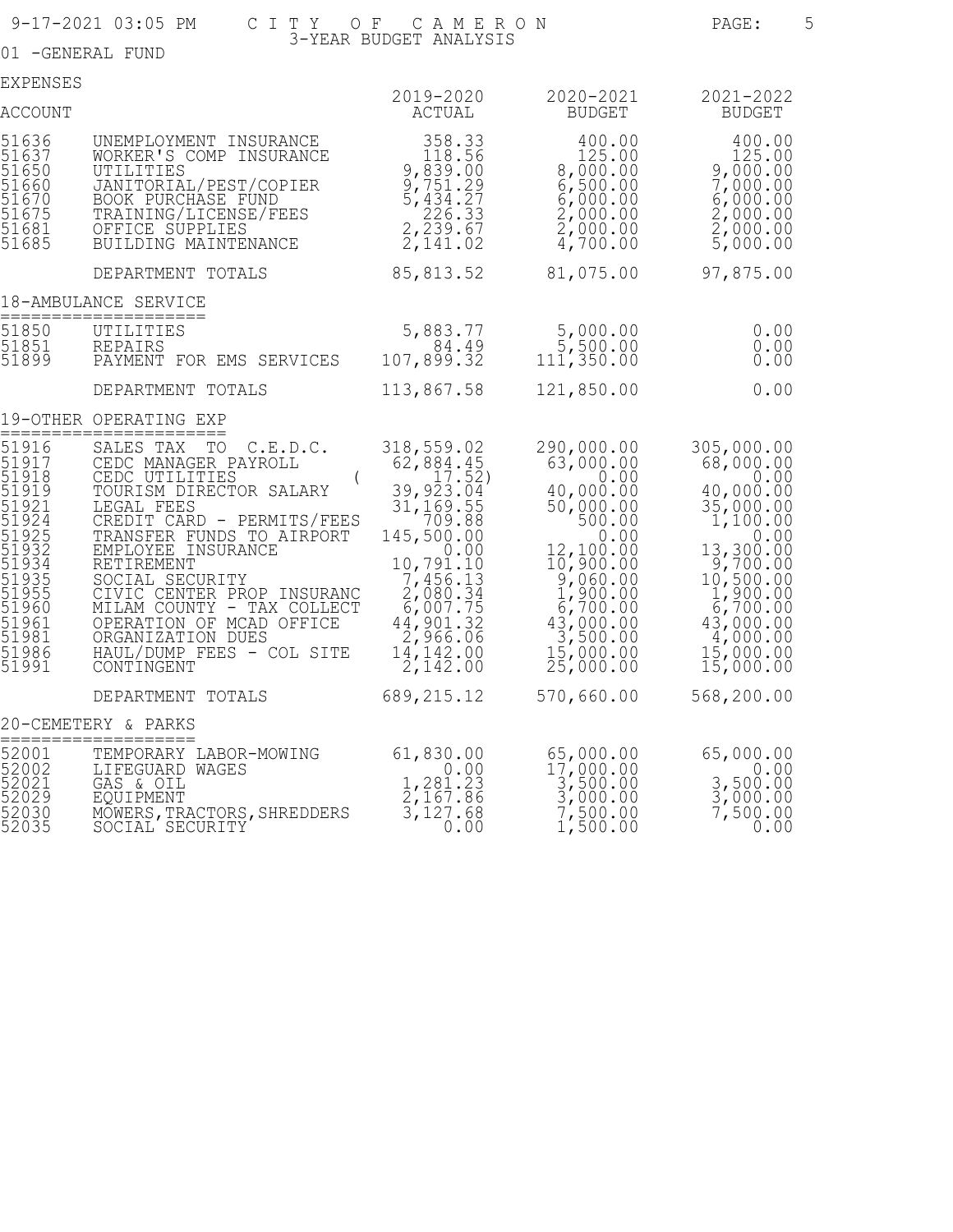CITY OF CAMERON
3-YEAR BUDGET ANALYSIS

01 -GENERAL FUND

EXPENSES

| ACCOUNT | | 2019-2020 ACTUAL | 2020-2021 BUDGET | 2021-2022 BUDGET |
|---|---|---|---|---|
| 51636 | UNEMPLOYMENT INSURANCE | 358.33 | 400.00 | 400.00 |
| 51637 | WORKER'S COMP INSURANCE | 118.56 | 125.00 | 125.00 |
| 51650 | UTILITIES | 9,839.00 | 8,000.00 | 9,000.00 |
| 51660 | JANITORIAL/PEST/COPIER | 9,751.29 | 6,500.00 | 7,000.00 |
| 51670 | BOOK PURCHASE FUND | 5,434.27 | 6,000.00 | 6,000.00 |
| 51675 | TRAINING/LICENSE/FEES | 226.33 | 2,000.00 | 2,000.00 |
| 51681 | OFFICE SUPPLIES | 2,239.67 | 2,000.00 | 2,000.00 |
| 51685 | BUILDING MAINTENANCE | 2,141.02 | 4,700.00 | 5,000.00 |
| | DEPARTMENT TOTALS | 85,813.52 | 81,075.00 | 97,875.00 |

18-AMBULANCE SERVICE

| ACCOUNT | | 2019-2020 ACTUAL | 2020-2021 BUDGET | 2021-2022 BUDGET |
|---|---|---|---|---|
| 51850 | UTILITIES | 5,883.77 | 5,000.00 | 0.00 |
| 51851 | REPAIRS | 84.49 | 5,500.00 | 0.00 |
| 51899 | PAYMENT FOR EMS SERVICES | 107,899.32 | 111,350.00 | 0.00 |
| | DEPARTMENT TOTALS | 113,867.58 | 121,850.00 | 0.00 |

19-OTHER OPERATING EXP

| ACCOUNT | | 2019-2020 ACTUAL | 2020-2021 BUDGET | 2021-2022 BUDGET |
|---|---|---|---|---|
| 51916 | SALES TAX TO C.E.D.C. | 318,559.02 | 290,000.00 | 305,000.00 |
| 51917 | CEDC MANAGER PAYROLL | 62,884.45 | 63,000.00 | 68,000.00 |
| 51918 | CEDC UTILITIES | ( 17.52) | 0.00 | 0.00 |
| 51919 | TOURISM DIRECTOR SALARY | 39,923.04 | 40,000.00 | 40,000.00 |
| 51921 | LEGAL FEES | 31,169.55 | 50,000.00 | 35,000.00 |
| 51924 | CREDIT CARD - PERMITS/FEES | 709.88 | 500.00 | 1,100.00 |
| 51925 | TRANSFER FUNDS TO AIRPORT | 145,500.00 | 0.00 | 0.00 |
| 51932 | EMPLOYEE INSURANCE | 0.00 | 12,100.00 | 13,300.00 |
| 51934 | RETIREMENT | 10,791.10 | 10,900.00 | 9,700.00 |
| 51935 | SOCIAL SECURITY | 7,456.13 | 9,060.00 | 10,500.00 |
| 51955 | CIVIC CENTER PROP INSURANC | 2,080.34 | 1,900.00 | 1,900.00 |
| 51960 | MILAM COUNTY - TAX COLLECT | 6,007.75 | 6,700.00 | 6,700.00 |
| 51961 | OPERATION OF MCAD OFFICE | 44,901.32 | 43,000.00 | 43,000.00 |
| 51981 | ORGANIZATION DUES | 2,966.06 | 3,500.00 | 4,000.00 |
| 51986 | HAUL/DUMP FEES - COL SITE | 14,142.00 | 15,000.00 | 15,000.00 |
| 51991 | CONTINGENT | 2,142.00 | 25,000.00 | 15,000.00 |
| | DEPARTMENT TOTALS | 689,215.12 | 570,660.00 | 568,200.00 |

20-CEMETERY & PARKS

| ACCOUNT | | 2019-2020 ACTUAL | 2020-2021 BUDGET | 2021-2022 BUDGET |
|---|---|---|---|---|
| 52001 | TEMPORARY LABOR-MOWING | 61,830.00 | 65,000.00 | 65,000.00 |
| 52002 | LIFEGUARD WAGES | 0.00 | 17,000.00 | 0.00 |
| 52021 | GAS & OIL | 1,281.23 | 3,500.00 | 3,500.00 |
| 52029 | EQUIPMENT | 2,167.86 | 3,000.00 | 3,000.00 |
| 52030 | MOWERS,TRACTORS,SHREDDERS | 3,127.68 | 7,500.00 | 7,500.00 |
| 52035 | SOCIAL SECURITY | 0.00 | 1,500.00 | 0.00 |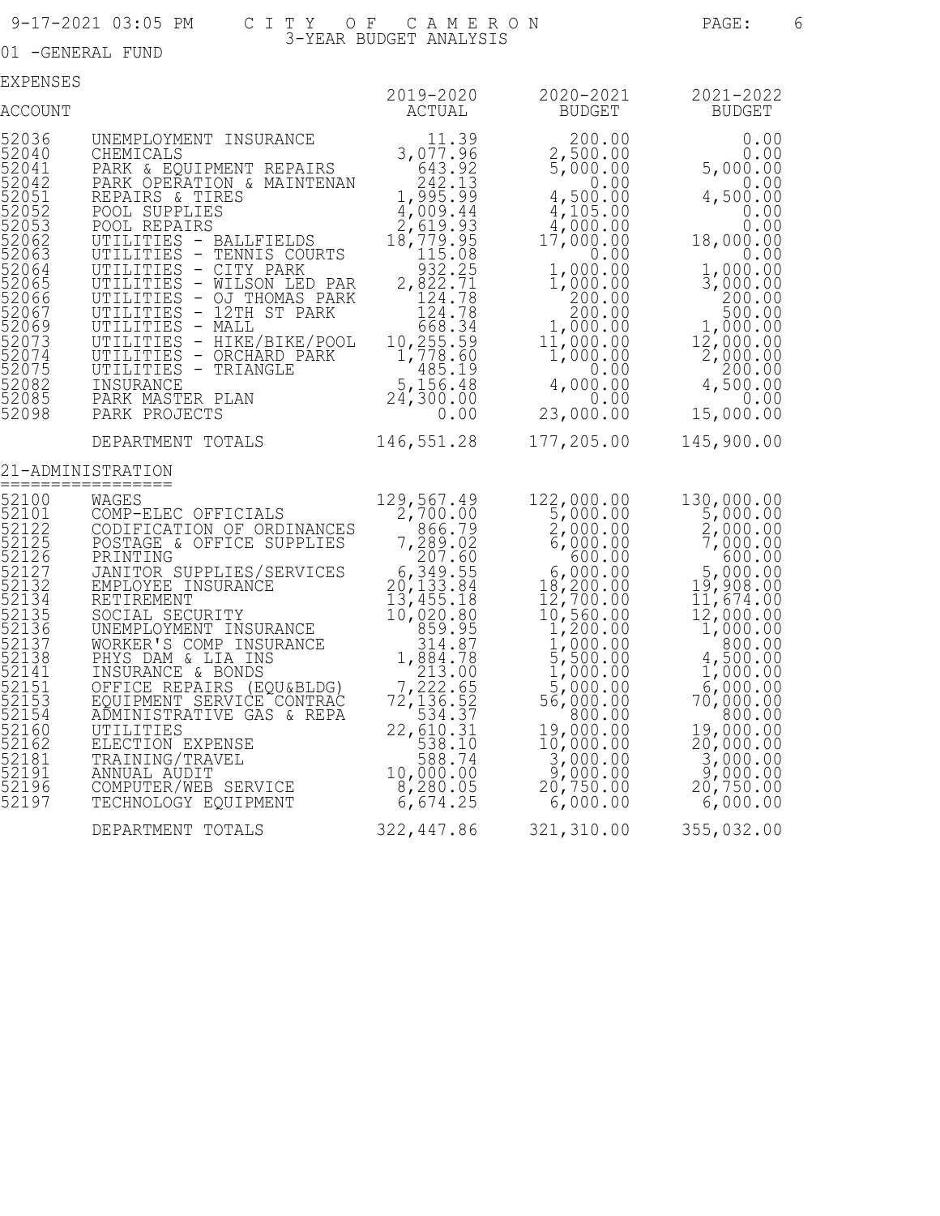CITY OF CAMERON
3-YEAR BUDGET ANALYSIS

01 -GENERAL FUND

EXPENSES

| ACCOUNT | | 2019-2020 ACTUAL | 2020-2021 BUDGET | 2021-2022 BUDGET |
|---|---|---|---|---|
| 52036 | UNEMPLOYMENT INSURANCE | 11.39 | 200.00 | 0.00 |
| 52040 | CHEMICALS | 3,077.96 | 2,500.00 | 0.00 |
| 52041 | PARK & EQUIPMENT REPAIRS | 643.92 | 5,000.00 | 5,000.00 |
| 52042 | PARK OPERATION & MAINTENAN | 242.13 | 0.00 | 0.00 |
| 52051 | REPAIRS & TIRES | 1,995.99 | 4,500.00 | 4,500.00 |
| 52052 | POOL SUPPLIES | 4,009.44 | 4,105.00 | 0.00 |
| 52053 | POOL REPAIRS | 2,619.93 | 4,000.00 | 0.00 |
| 52062 | UTILITIES - BALLFIELDS | 18,779.95 | 17,000.00 | 18,000.00 |
| 52063 | UTILITIES - TENNIS COURTS | 115.08 | 0.00 | 0.00 |
| 52064 | UTILITIES - CITY PARK | 932.25 | 1,000.00 | 1,000.00 |
| 52065 | UTILITIES - WILSON LED PAR | 2,822.71 | 1,000.00 | 3,000.00 |
| 52066 | UTILITIES - OJ THOMAS PARK | 124.78 | 200.00 | 200.00 |
| 52067 | UTILITIES - 12TH ST PARK | 124.78 | 200.00 | 500.00 |
| 52069 | UTILITIES - MALL | 668.34 | 1,000.00 | 1,000.00 |
| 52073 | UTILITIES - HIKE/BIKE/POOL | 10,255.59 | 11,000.00 | 12,000.00 |
| 52074 | UTILITIES - ORCHARD PARK | 1,778.60 | 1,000.00 | 2,000.00 |
| 52075 | UTILITIES - TRIANGLE | 485.19 | 0.00 | 200.00 |
| 52082 | INSURANCE | 5,156.48 | 4,000.00 | 4,500.00 |
| 52085 | PARK MASTER PLAN | 24,300.00 | 0.00 | 0.00 |
| 52098 | PARK PROJECTS | 0.00 | 23,000.00 | 15,000.00 |
| | DEPARTMENT TOTALS | 146,551.28 | 177,205.00 | 145,900.00 |

## 21-ADMINISTRATION

| ACCOUNT | | 2019-2020 ACTUAL | 2020-2021 BUDGET | 2021-2022 BUDGET |
|---|---|---|---|---|
| 52100 | WAGES | 129,567.49 | 122,000.00 | 130,000.00 |
| 52101 | COMP-ELEC OFFICIALS | 2,700.00 | 5,000.00 | 5,000.00 |
| 52122 | CODIFICATION OF ORDINANCES | 866.79 | 2,000.00 | 2,000.00 |
| 52125 | POSTAGE & OFFICE SUPPLIES | 7,289.02 | 6,000.00 | 7,000.00 |
| 52126 | PRINTING | 207.60 | 600.00 | 600.00 |
| 52127 | JANITOR SUPPLIES/SERVICES | 6,349.55 | 6,000.00 | 5,000.00 |
| 52132 | EMPLOYEE INSURANCE | 20,133.84 | 18,200.00 | 19,908.00 |
| 52134 | RETIREMENT | 13,455.18 | 12,700.00 | 11,674.00 |
| 52135 | SOCIAL SECURITY | 10,020.80 | 10,560.00 | 12,000.00 |
| 52136 | UNEMPLOYMENT INSURANCE | 859.95 | 1,200.00 | 1,000.00 |
| 52137 | WORKER'S COMP INSURANCE | 314.87 | 1,000.00 | 800.00 |
| 52138 | PHYS DAM & LIA INS | 1,884.78 | 5,500.00 | 4,500.00 |
| 52141 | INSURANCE & BONDS | 213.00 | 1,000.00 | 1,000.00 |
| 52151 | OFFICE REPAIRS (EQU&BLDG) | 7,222.65 | 5,000.00 | 6,000.00 |
| 52153 | EQUIPMENT SERVICE CONTRAC | 72,136.52 | 56,000.00 | 70,000.00 |
| 52154 | ADMINISTRATIVE GAS & REPA | 534.37 | 800.00 | 800.00 |
| 52160 | UTILITIES | 22,610.31 | 19,000.00 | 19,000.00 |
| 52162 | ELECTION EXPENSE | 538.10 | 10,000.00 | 20,000.00 |
| 52181 | TRAINING/TRAVEL | 588.74 | 3,000.00 | 3,000.00 |
| 52191 | ANNUAL AUDIT | 10,000.00 | 9,000.00 | 9,000.00 |
| 52196 | COMPUTER/WEB SERVICE | 8,280.05 | 20,750.00 | 20,750.00 |
| 52197 | TECHNOLOGY EQUIPMENT | 6,674.25 | 6,000.00 | 6,000.00 |
| | DEPARTMENT TOTALS | 322,447.86 | 321,310.00 | 355,032.00 |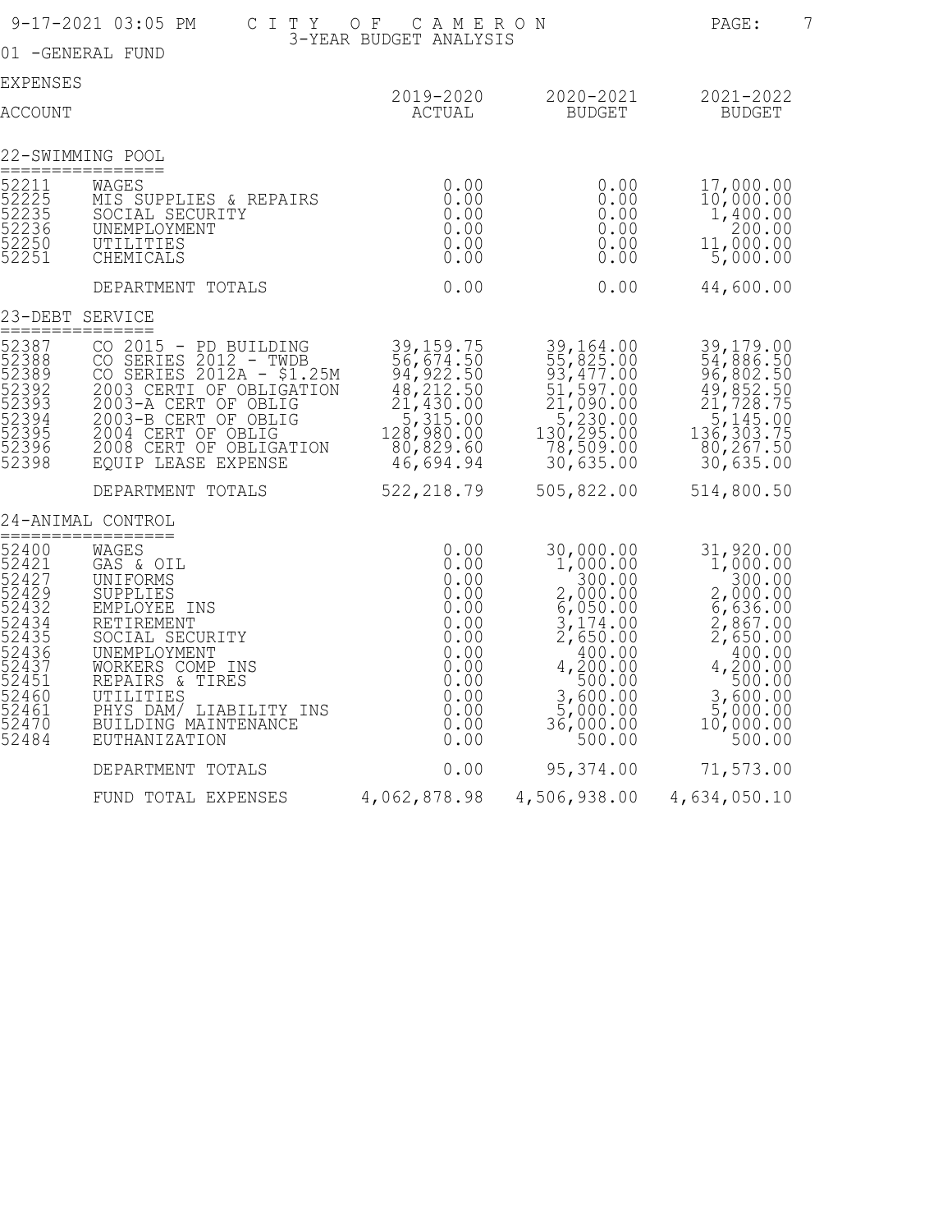# CITY OF CAMERON
## 3-YEAR BUDGET ANALYSIS

01 -GENERAL FUND

EXPENSES

| ACCOUNT | | 2019-2020 ACTUAL | 2020-2021 BUDGET | 2021-2022 BUDGET |
|---|---|---|---|---|
| **22-SWIMMING POOL** | | | | |
| 52211 | WAGES | 0.00 | 0.00 | 17,000.00 |
| 52225 | MIS SUPPLIES & REPAIRS | 0.00 | 0.00 | 10,000.00 |
| 52235 | SOCIAL SECURITY | 0.00 | 0.00 | 1,400.00 |
| 52236 | UNEMPLOYMENT | 0.00 | 0.00 | 200.00 |
| 52250 | UTILITIES | 0.00 | 0.00 | 11,000.00 |
| 52251 | CHEMICALS | 0.00 | 0.00 | 5,000.00 |
| | DEPARTMENT TOTALS | 0.00 | 0.00 | 44,600.00 |
| **23-DEBT SERVICE** | | | | |
| 52387 | CO 2015 - PD BUILDING | 39,159.75 | 39,164.00 | 39,179.00 |
| 52388 | CO SERIES 2012 - TWDB | 56,674.50 | 55,825.00 | 54,886.50 |
| 52389 | CO SERIES 2012A - $1.25M | 94,922.50 | 93,477.00 | 96,802.50 |
| 52392 | 2003 CERTI OF OBLIGATION | 48,212.50 | 51,597.00 | 49,852.50 |
| 52393 | 2003-A CERT OF OBLIG | 21,430.00 | 21,090.00 | 21,728.75 |
| 52394 | 2003-B CERT OF OBLIG | 5,315.00 | 5,230.00 | 5,145.00 |
| 52395 | 2004 CERT OF OBLIG | 128,980.00 | 130,295.00 | 136,303.75 |
| 52396 | 2008 CERT OF OBLIGATION | 80,829.60 | 78,509.00 | 80,267.50 |
| 52398 | EQUIP LEASE EXPENSE | 46,694.94 | 30,635.00 | 30,635.00 |
| | DEPARTMENT TOTALS | 522,218.79 | 505,822.00 | 514,800.50 |
| **24-ANIMAL CONTROL** | | | | |
| 52400 | WAGES | 0.00 | 30,000.00 | 31,920.00 |
| 52421 | GAS & OIL | 0.00 | 1,000.00 | 1,000.00 |
| 52427 | UNIFORMS | 0.00 | 300.00 | 300.00 |
| 52429 | SUPPLIES | 0.00 | 2,000.00 | 2,000.00 |
| 52432 | EMPLOYEE INS | 0.00 | 6,050.00 | 6,636.00 |
| 52434 | RETIREMENT | 0.00 | 3,174.00 | 2,867.00 |
| 52435 | SOCIAL SECURITY | 0.00 | 2,650.00 | 2,650.00 |
| 52436 | UNEMPLOYMENT | 0.00 | 400.00 | 400.00 |
| 52437 | WORKERS COMP INS | 0.00 | 4,200.00 | 4,200.00 |
| 52451 | REPAIRS & TIRES | 0.00 | 500.00 | 500.00 |
| 52460 | UTILITIES | 0.00 | 3,600.00 | 3,600.00 |
| 52461 | PHYS DAM/ LIABILITY INS | 0.00 | 5,000.00 | 5,000.00 |
| 52470 | BUILDING MAINTENANCE | 0.00 | 36,000.00 | 10,000.00 |
| 52484 | EUTHANIZATION | 0.00 | 500.00 | 500.00 |
| | DEPARTMENT TOTALS | 0.00 | 95,374.00 | 71,573.00 |
| | FUND TOTAL EXPENSES | 4,062,878.98 | 4,506,938.00 | 4,634,050.10 |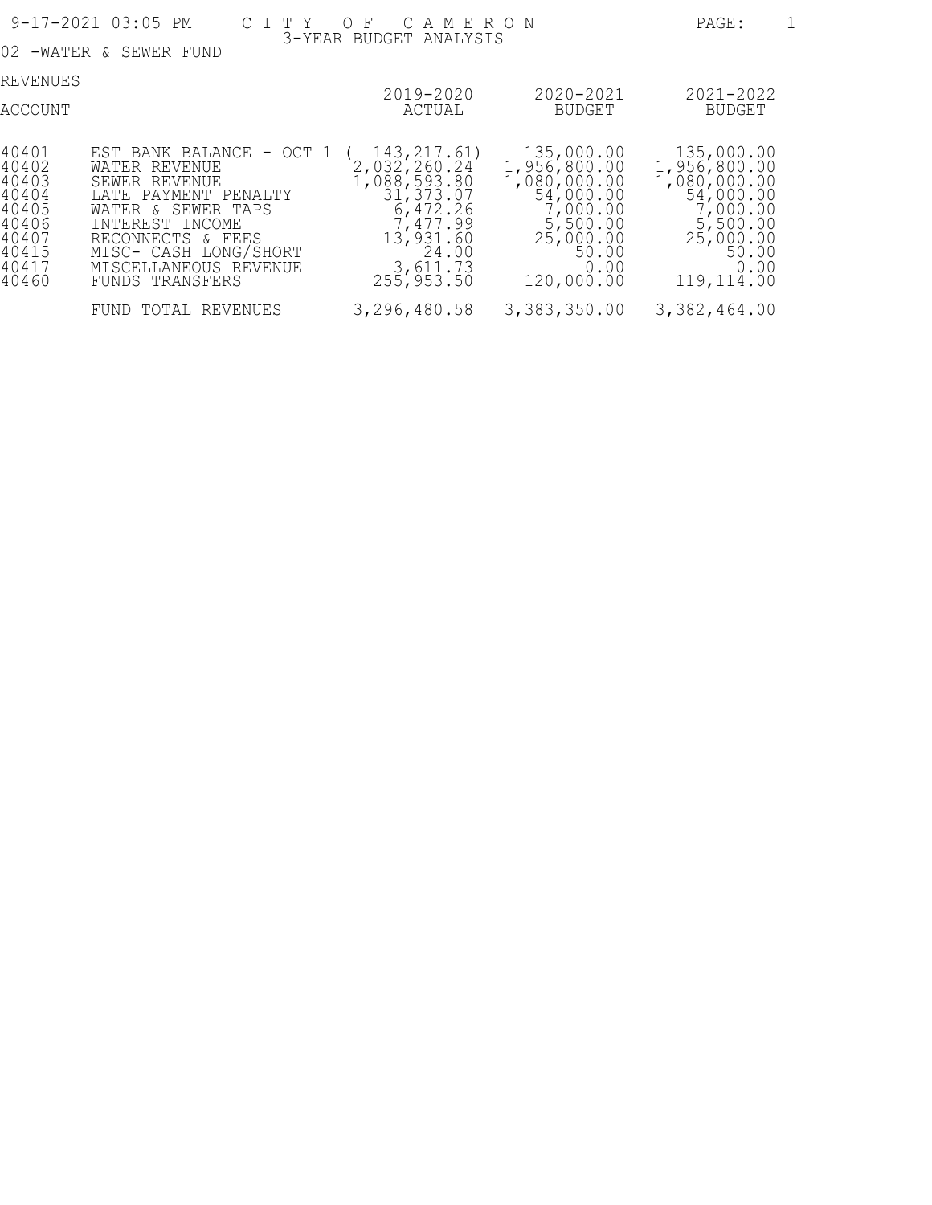# CITY OF CAMERON

## 3-YEAR BUDGET ANALYSIS

9-17-2021 03:05 PM

02 -WATER & SEWER FUND

REVENUES

| ACCOUNT | | 2019-2020 ACTUAL | 2020-2021 BUDGET | 2021-2022 BUDGET |
|---|---|---|---|---|
| 40401 | EST BANK BALANCE - OCT 1 | ( 143,217.61) | 135,000.00 | 135,000.00 |
| 40402 | WATER REVENUE | 2,032,260.24 | 1,956,800.00 | 1,956,800.00 |
| 40403 | SEWER REVENUE | 1,088,593.80 | 1,080,000.00 | 1,080,000.00 |
| 40404 | LATE PAYMENT PENALTY | 31,373.07 | 54,000.00 | 54,000.00 |
| 40405 | WATER & SEWER TAPS | 6,472.26 | 7,000.00 | 7,000.00 |
| 40406 | INTEREST INCOME | 7,477.99 | 5,500.00 | 5,500.00 |
| 40407 | RECONNECTS & FEES | 13,931.60 | 25,000.00 | 25,000.00 |
| 40415 | MISC- CASH LONG/SHORT | 24.00 | 50.00 | 50.00 |
| 40417 | MISCELLANEOUS REVENUE | 3,611.73 | 0.00 | 0.00 |
| 40460 | FUNDS TRANSFERS | 255,953.50 | 120,000.00 | 119,114.00 |
| | FUND TOTAL REVENUES | 3,296,480.58 | 3,383,350.00 | 3,382,464.00 |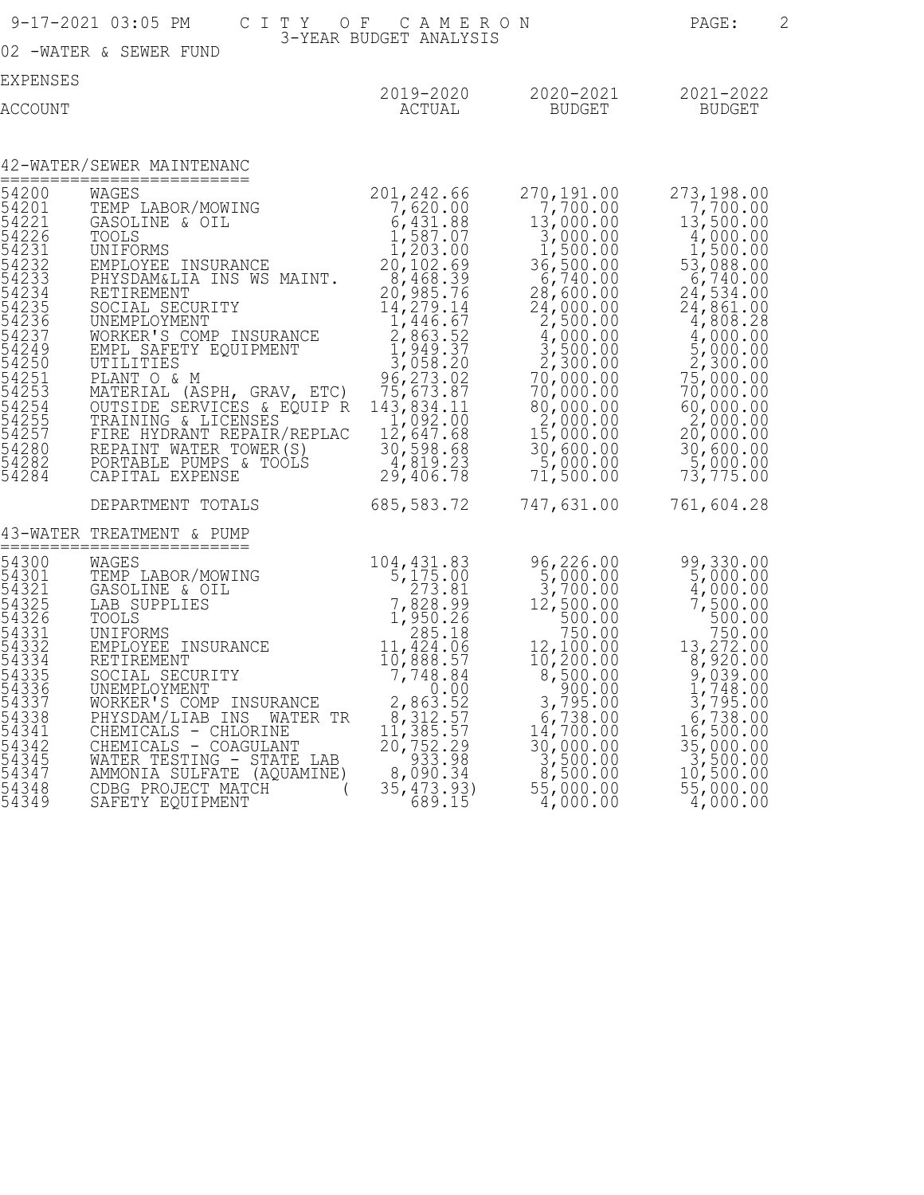# CITY OF CAMERON

3-YEAR BUDGET ANALYSIS

02 -WATER & SEWER FUND

EXPENSES

## 42-WATER/SEWER MAINTENANC

| ACCOUNT | | 2019-2020 ACTUAL | 2020-2021 BUDGET | 2021-2022 BUDGET |
|---|---|---|---|---|
| 54200 | WAGES | 201,242.66 | 270,191.00 | 273,198.00 |
| 54201 | TEMP LABOR/MOWING | 7,620.00 | 7,700.00 | 7,700.00 |
| 54221 | GASOLINE & OIL | 6,431.88 | 13,000.00 | 13,500.00 |
| 54226 | TOOLS | 1,587.07 | 3,000.00 | 4,000.00 |
| 54231 | UNIFORMS | 1,203.00 | 1,500.00 | 1,500.00 |
| 54232 | EMPLOYEE INSURANCE | 20,102.69 | 36,500.00 | 53,088.00 |
| 54233 | PHYSDAM&LIA INS WS MAINT. | 8,468.39 | 6,740.00 | 6,740.00 |
| 54234 | RETIREMENT | 20,985.76 | 28,600.00 | 24,534.00 |
| 54235 | SOCIAL SECURITY | 14,279.14 | 24,000.00 | 24,861.00 |
| 54236 | UNEMPLOYMENT | 1,446.67 | 2,500.00 | 4,808.28 |
| 54237 | WORKER'S COMP INSURANCE | 2,863.52 | 4,000.00 | 4,000.00 |
| 54249 | EMPL SAFETY EQUIPMENT | 1,949.37 | 3,500.00 | 5,000.00 |
| 54250 | UTILITIES | 3,058.20 | 2,300.00 | 2,300.00 |
| 54251 | PLANT O & M | 96,273.02 | 70,000.00 | 75,000.00 |
| 54253 | MATERIAL (ASPH, GRAV, ETC) | 75,673.87 | 70,000.00 | 70,000.00 |
| 54254 | OUTSIDE SERVICES & EQUIP R | 143,834.11 | 80,000.00 | 60,000.00 |
| 54255 | TRAINING & LICENSES | 1,092.00 | 2,000.00 | 2,000.00 |
| 54257 | FIRE HYDRANT REPAIR/REPLAC | 12,647.68 | 15,000.00 | 20,000.00 |
| 54280 | REPAINT WATER TOWER(S) | 30,598.68 | 30,600.00 | 30,600.00 |
| 54282 | PORTABLE PUMPS & TOOLS | 4,819.23 | 5,000.00 | 5,000.00 |
| 54284 | CAPITAL EXPENSE | 29,406.78 | 71,500.00 | 73,775.00 |
| | DEPARTMENT TOTALS | 685,583.72 | 747,631.00 | 761,604.28 |

## 43-WATER TREATMENT & PUMP

| ACCOUNT | | 2019-2020 ACTUAL | 2020-2021 BUDGET | 2021-2022 BUDGET |
|---|---|---|---|---|
| 54300 | WAGES | 104,431.83 | 96,226.00 | 99,330.00 |
| 54301 | TEMP LABOR/MOWING | 5,175.00 | 5,000.00 | 5,000.00 |
| 54321 | GASOLINE & OIL | 273.81 | 3,700.00 | 4,000.00 |
| 54325 | LAB SUPPLIES | 7,828.99 | 12,500.00 | 7,500.00 |
| 54326 | TOOLS | 1,950.26 | 500.00 | 500.00 |
| 54331 | UNIFORMS | 285.18 | 750.00 | 750.00 |
| 54332 | EMPLOYEE INSURANCE | 11,424.06 | 12,100.00 | 13,272.00 |
| 54334 | RETIREMENT | 10,888.57 | 10,200.00 | 8,920.00 |
| 54335 | SOCIAL SECURITY | 7,748.84 | 8,500.00 | 9,039.00 |
| 54336 | UNEMPLOYMENT | 0.00 | 900.00 | 1,748.00 |
| 54337 | WORKER'S COMP INSURANCE | 2,863.52 | 3,795.00 | 3,795.00 |
| 54338 | PHYSDAM/LIAB INS WATER TR | 8,312.57 | 6,738.00 | 6,738.00 |
| 54341 | CHEMICALS - CHLORINE | 11,385.57 | 14,700.00 | 16,500.00 |
| 54342 | CHEMICALS - COAGULANT | 20,752.29 | 30,000.00 | 35,000.00 |
| 54345 | WATER TESTING - STATE LAB | 933.98 | 3,500.00 | 3,500.00 |
| 54347 | AMMONIA SULFATE (AQUAMINE) | 8,090.34 | 8,500.00 | 10,500.00 |
| 54348 | CDBG PROJECT MATCH | ( 35,473.93) | 55,000.00 | 55,000.00 |
| 54349 | SAFETY EQUIPMENT | 689.15 | 4,000.00 | 4,000.00 |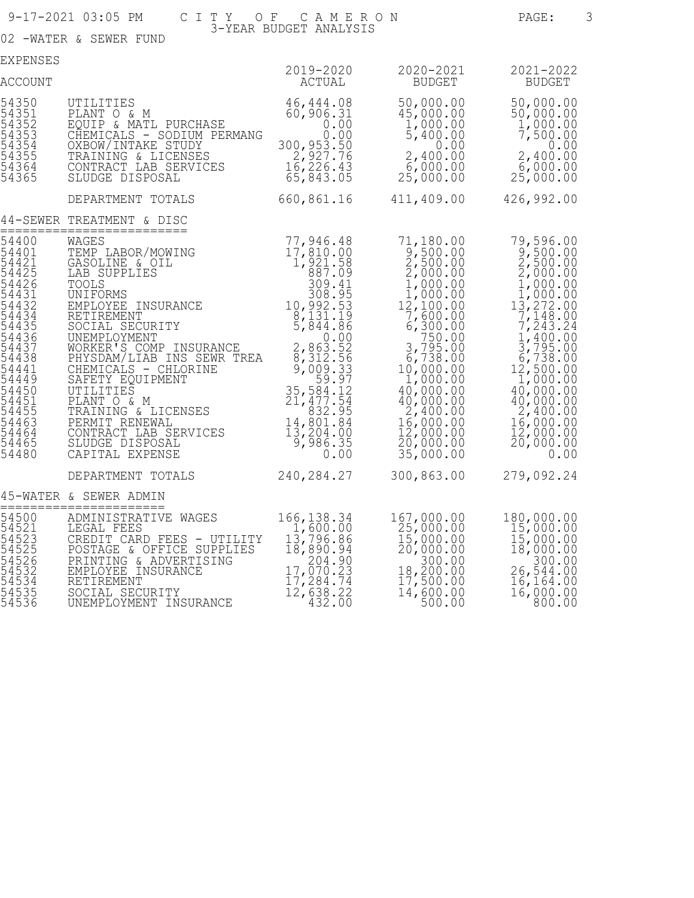9-17-2021 03:05 PM — CITY OF CAMERON — 3-YEAR BUDGET ANALYSIS

02 -WATER & SEWER FUND

EXPENSES

| ACCOUNT | | 2019-2020 ACTUAL | 2020-2021 BUDGET | 2021-2022 BUDGET |
|---|---|---|---|---|
| 54350 | UTILITIES | 46,444.08 | 50,000.00 | 50,000.00 |
| 54351 | PLANT O & M | 60,906.31 | 45,000.00 | 50,000.00 |
| 54352 | EQUIP & MATL PURCHASE | 0.00 | 1,000.00 | 1,000.00 |
| 54353 | CHEMICALS - SODIUM PERMANG | 0.00 | 5,400.00 | 7,500.00 |
| 54354 | OXBOW/INTAKE STUDY | 300,953.50 | 0.00 | 0.00 |
| 54355 | TRAINING & LICENSES | 2,927.76 | 2,400.00 | 2,400.00 |
| 54364 | CONTRACT LAB SERVICES | 16,226.43 | 6,000.00 | 6,000.00 |
| 54365 | SLUDGE DISPOSAL | 65,843.05 | 25,000.00 | 25,000.00 |
| | DEPARTMENT TOTALS | 660,861.16 | 411,409.00 | 426,992.00 |

44-SEWER TREATMENT & DISC

| ACCOUNT | | 2019-2020 ACTUAL | 2020-2021 BUDGET | 2021-2022 BUDGET |
|---|---|---|---|---|
| 54400 | WAGES | 77,946.48 | 71,180.00 | 79,596.00 |
| 54401 | TEMP LABOR/MOWING | 17,810.00 | 9,500.00 | 9,500.00 |
| 54421 | GASOLINE & OIL | 1,921.58 | 2,500.00 | 2,500.00 |
| 54425 | LAB SUPPLIES | 887.09 | 2,000.00 | 2,000.00 |
| 54426 | TOOLS | 309.41 | 1,000.00 | 1,000.00 |
| 54431 | UNIFORMS | 308.95 | 1,000.00 | 1,000.00 |
| 54432 | EMPLOYEE INSURANCE | 10,992.53 | 12,100.00 | 13,272.00 |
| 54434 | RETIREMENT | 8,131.19 | 7,600.00 | 7,148.00 |
| 54435 | SOCIAL SECURITY | 5,844.86 | 6,300.00 | 7,243.24 |
| 54436 | UNEMPLOYMENT | 0.00 | 750.00 | 1,400.00 |
| 54437 | WORKER'S COMP INSURANCE | 2,863.52 | 3,795.00 | 3,795.00 |
| 54438 | PHYSDAM/LIAB INS SEWR TREA | 8,312.56 | 6,738.00 | 6,738.00 |
| 54441 | CHEMICALS - CHLORINE | 9,009.33 | 10,000.00 | 12,500.00 |
| 54449 | SAFETY EQUIPMENT | 59.97 | 1,000.00 | 1,000.00 |
| 54450 | UTILITIES | 35,584.12 | 40,000.00 | 40,000.00 |
| 54451 | PLANT O & M | 21,477.54 | 40,000.00 | 40,000.00 |
| 54455 | TRAINING & LICENSES | 832.95 | 2,400.00 | 2,400.00 |
| 54463 | PERMIT RENEWAL | 14,801.84 | 16,000.00 | 16,000.00 |
| 54464 | CONTRACT LAB SERVICES | 13,204.00 | 12,000.00 | 12,000.00 |
| 54465 | SLUDGE DISPOSAL | 9,986.35 | 20,000.00 | 20,000.00 |
| 54480 | CAPITAL EXPENSE | 0.00 | 35,000.00 | 0.00 |
| | DEPARTMENT TOTALS | 240,284.27 | 300,863.00 | 279,092.24 |

45-WATER & SEWER ADMIN

| ACCOUNT | | 2019-2020 ACTUAL | 2020-2021 BUDGET | 2021-2022 BUDGET |
|---|---|---|---|---|
| 54500 | ADMINISTRATIVE WAGES | 166,138.34 | 167,000.00 | 180,000.00 |
| 54521 | LEGAL FEES | 1,600.00 | 25,000.00 | 15,000.00 |
| 54523 | CREDIT CARD FEES - UTILITY | 13,796.86 | 15,000.00 | 15,000.00 |
| 54525 | POSTAGE & OFFICE SUPPLIES | 18,890.94 | 20,000.00 | 18,000.00 |
| 54526 | PRINTING & ADVERTISING | 204.90 | 300.00 | 300.00 |
| 54532 | EMPLOYEE INSURANCE | 17,070.23 | 18,200.00 | 26,544.00 |
| 54534 | RETIREMENT | 17,284.74 | 17,500.00 | 16,164.00 |
| 54535 | SOCIAL SECURITY | 12,638.22 | 14,600.00 | 16,000.00 |
| 54536 | UNEMPLOYMENT INSURANCE | 432.00 | 500.00 | 800.00 |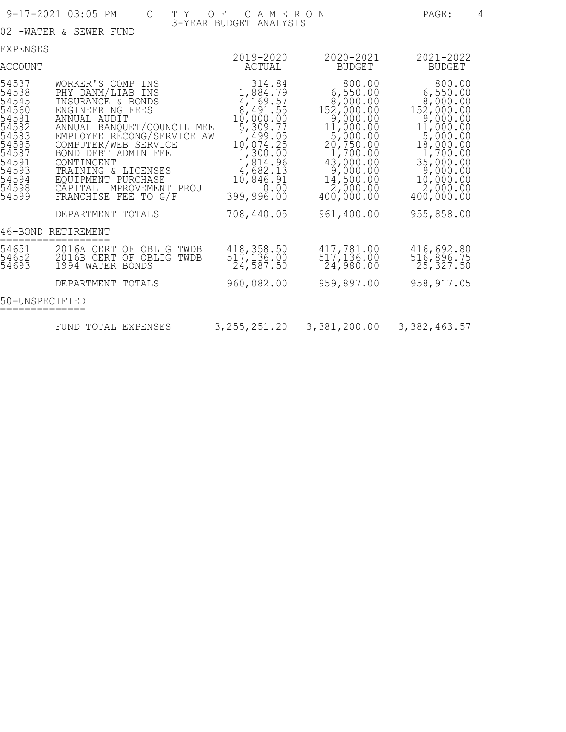9-17-2021 03:05 PM — CITY OF CAMERON — 3-YEAR BUDGET ANALYSIS

02 -WATER & SEWER FUND

EXPENSES

| ACCOUNT | | 2019-2020 ACTUAL | 2020-2021 BUDGET | 2021-2022 BUDGET |
|---|---|---|---|---|
| 54537 | WORKER'S COMP INS | 314.84 | 800.00 | 800.00 |
| 54538 | PHY DANM/LIAB INS | 1,884.79 | 6,550.00 | 6,550.00 |
| 54545 | INSURANCE & BONDS | 4,169.57 | 8,000.00 | 8,000.00 |
| 54560 | ENGINEERING FEES | 8,491.55 | 152,000.00 | 152,000.00 |
| 54581 | ANNUAL AUDIT | 10,000.00 | 9,000.00 | 9,000.00 |
| 54582 | ANNUAL BANQUET/COUNCIL MEE | 5,309.77 | 11,000.00 | 11,000.00 |
| 54583 | EMPLOYEE RECONG/SERVICE AW | 1,499.05 | 5,000.00 | 5,000.00 |
| 54585 | COMPUTER/WEB SERVICE | 10,074.25 | 20,750.00 | 18,000.00 |
| 54587 | BOND DEBT ADMIN FEE | 1,300.00 | 1,700.00 | 1,700.00 |
| 54591 | CONTINGENT | 1,814.96 | 43,000.00 | 35,000.00 |
| 54593 | TRAINING & LICENSES | 4,682.13 | 9,000.00 | 9,000.00 |
| 54594 | EQUIPMENT PURCHASE | 10,846.91 | 14,500.00 | 10,000.00 |
| 54598 | CAPITAL IMPROVEMENT PROJ | 0.00 | 2,000.00 | 2,000.00 |
| 54599 | FRANCHISE FEE TO G/F | 399,996.00 | 400,000.00 | 400,000.00 |
| | DEPARTMENT TOTALS | 708,440.05 | 961,400.00 | 955,858.00 |

46-BOND RETIREMENT

| ACCOUNT | | 2019-2020 ACTUAL | 2020-2021 BUDGET | 2021-2022 BUDGET |
|---|---|---|---|---|
| 54651 | 2016A CERT OF OBLIG TWDB | 418,358.50 | 417,781.00 | 416,692.80 |
| 54652 | 2016B CERT OF OBLIG TWDB | 517,136.00 | 517,136.00 | 516,896.75 |
| 54693 | 1994 WATER BONDS | 24,587.50 | 24,980.00 | 25,327.50 |
| | DEPARTMENT TOTALS | 960,082.00 | 959,897.00 | 958,917.05 |

50-UNSPECIFIED

| | | 2019-2020 ACTUAL | 2020-2021 BUDGET | 2021-2022 BUDGET |
|---|---|---|---|---|
| | FUND TOTAL EXPENSES | 3,255,251.20 | 3,381,200.00 | 3,382,463.57 |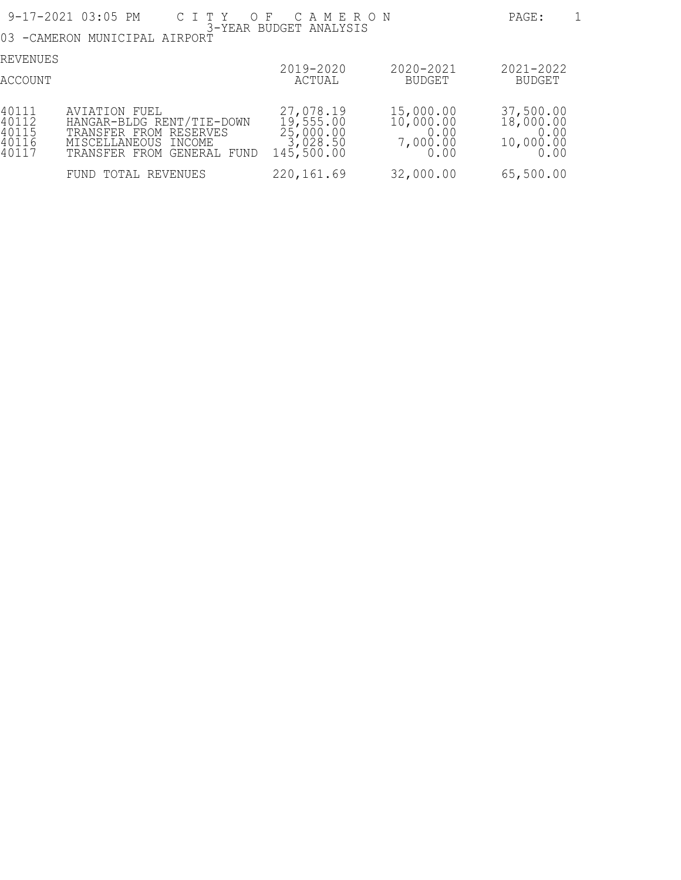# CITY OF CAMERON

## 3-YEAR BUDGET ANALYSIS

### 03 -CAMERON MUNICIPAL AIRPORT

REVENUES

| ACCOUNT | | 2019-2020 ACTUAL | 2020-2021 BUDGET | 2021-2022 BUDGET |
|---|---|---|---|---|
| 40111 | AVIATION FUEL | 27,078.19 | 15,000.00 | 37,500.00 |
| 40112 | HANGAR-BLDG RENT/TIE-DOWN | 19,555.00 | 10,000.00 | 18,000.00 |
| 40115 | TRANSFER FROM RESERVES | 25,000.00 | 0.00 | 0.00 |
| 40116 | MISCELLANEOUS INCOME | 3,028.50 | 7,000.00 | 10,000.00 |
| 40117 | TRANSFER FROM GENERAL FUND | 145,500.00 | 0.00 | 0.00 |
| | FUND TOTAL REVENUES | 220,161.69 | 32,000.00 | 65,500.00 |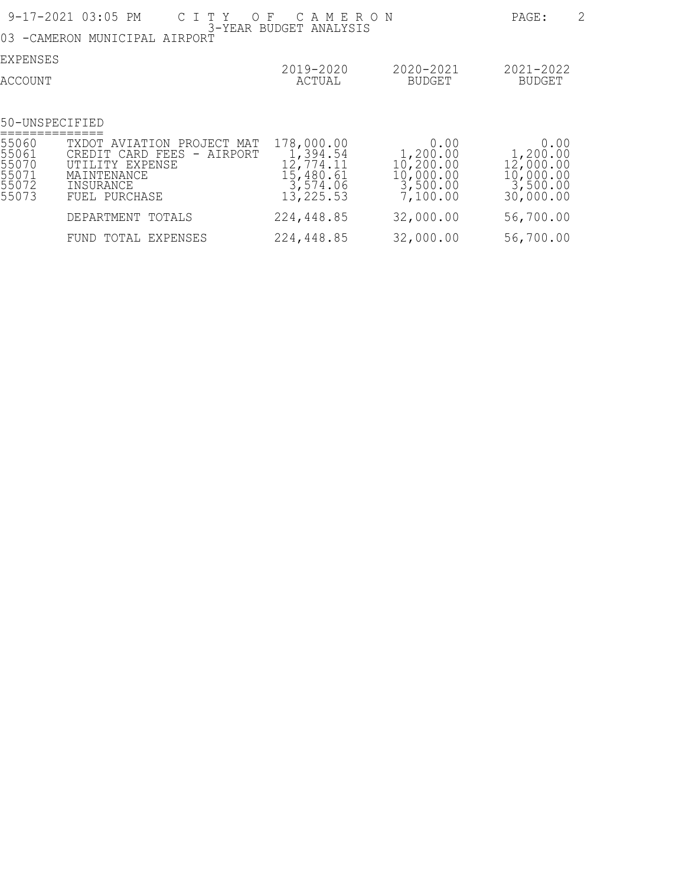# CITY OF CAMERON

## 3-YEAR BUDGET ANALYSIS

03 -CAMERON MUNICIPAL AIRPORT

EXPENSES

| ACCOUNT | | 2019-2020 ACTUAL | 2020-2021 BUDGET | 2021-2022 BUDGET |
|---|---|---|---|---|
| **50-UNSPECIFIED** | | | | |
| 55060 | TXDOT AVIATION PROJECT MAT | 178,000.00 | 0.00 | 0.00 |
| 55061 | CREDIT CARD FEES - AIRPORT | 1,394.54 | 1,200.00 | 1,200.00 |
| 55070 | UTILITY EXPENSE | 12,774.11 | 10,200.00 | 12,000.00 |
| 55071 | MAINTENANCE | 15,480.61 | 10,000.00 | 10,000.00 |
| 55072 | INSURANCE | 3,574.06 | 3,500.00 | 3,500.00 |
| 55073 | FUEL PURCHASE | 13,225.53 | 7,100.00 | 30,000.00 |
| | DEPARTMENT TOTALS | 224,448.85 | 32,000.00 | 56,700.00 |
| | FUND TOTAL EXPENSES | 224,448.85 | 32,000.00 | 56,700.00 |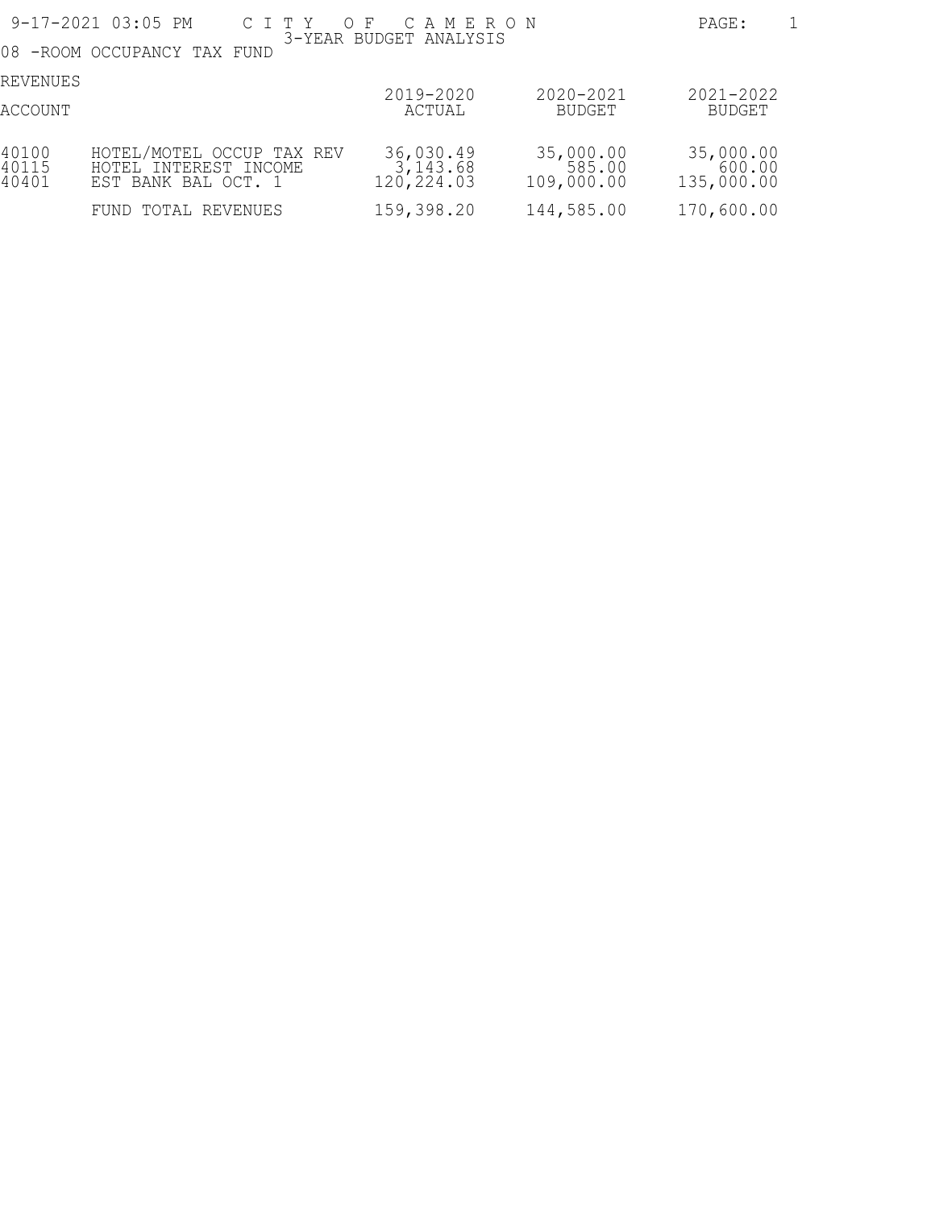9-17-2021 03:05 PM

# CITY OF CAMERON

## 3-YEAR BUDGET ANALYSIS

08 -ROOM OCCUPANCY TAX FUND

REVENUES

| ACCOUNT | | 2019-2020 ACTUAL | 2020-2021 BUDGET | 2021-2022 BUDGET |
|---|---|---|---|---|
| 40100 | HOTEL/MOTEL OCCUP TAX REV | 36,030.49 | 35,000.00 | 35,000.00 |
| 40115 | HOTEL INTEREST INCOME | 3,143.68 | 585.00 | 600.00 |
| 40401 | EST BANK BAL OCT. 1 | 120,224.03 | 109,000.00 | 135,000.00 |
| | FUND TOTAL REVENUES | 159,398.20 | 144,585.00 | 170,600.00 |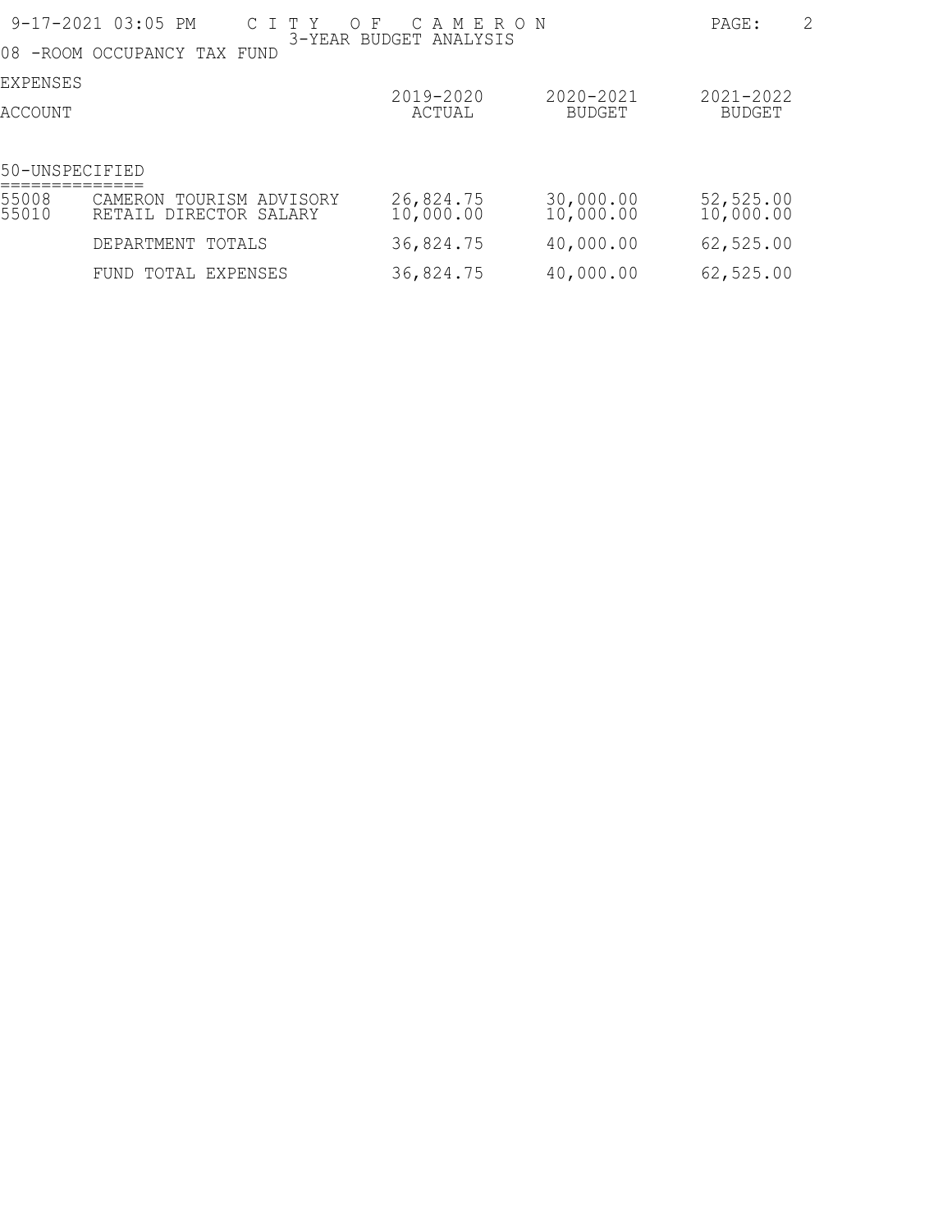# CITY OF CAMERON

## 3-YEAR BUDGET ANALYSIS

08 -ROOM OCCUPANCY TAX FUND

EXPENSES

| ACCOUNT | | 2019-2020 ACTUAL | 2020-2021 BUDGET | 2021-2022 BUDGET |
|---|---|---|---|---|
| **50-UNSPECIFIED** | | | | |
| 55008 | CAMERON TOURISM ADVISORY | 26,824.75 | 30,000.00 | 52,525.00 |
| 55010 | RETAIL DIRECTOR SALARY | 10,000.00 | 10,000.00 | 10,000.00 |
| | DEPARTMENT TOTALS | 36,824.75 | 40,000.00 | 62,525.00 |
| | FUND TOTAL EXPENSES | 36,824.75 | 40,000.00 | 62,525.00 |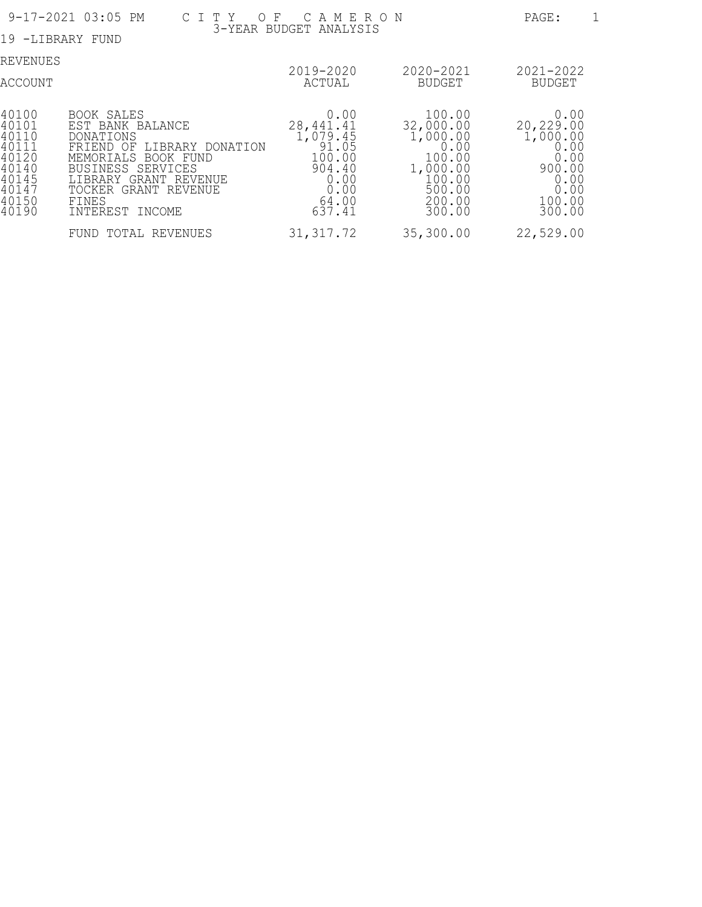# CITY OF CAMERON

## 3-YEAR BUDGET ANALYSIS

19 -LIBRARY FUND

REVENUES

| ACCOUNT | | 2019-2020 ACTUAL | 2020-2021 BUDGET | 2021-2022 BUDGET |
|---|---|---|---|---|
| 40100 | BOOK SALES | 0.00 | 100.00 | 0.00 |
| 40101 | EST BANK BALANCE | 28,441.41 | 32,000.00 | 20,229.00 |
| 40110 | DONATIONS | 1,079.45 | 1,000.00 | 1,000.00 |
| 40111 | FRIEND OF LIBRARY DONATION | 91.05 | 0.00 | 0.00 |
| 40120 | MEMORIALS BOOK FUND | 100.00 | 100.00 | 0.00 |
| 40140 | BUSINESS SERVICES | 904.40 | 1,000.00 | 900.00 |
| 40145 | LIBRARY GRANT REVENUE | 0.00 | 100.00 | 0.00 |
| 40147 | TOCKER GRANT REVENUE | 0.00 | 500.00 | 0.00 |
| 40150 | FINES | 64.00 | 200.00 | 100.00 |
| 40190 | INTEREST INCOME | 637.41 | 300.00 | 300.00 |
| | FUND TOTAL REVENUES | 31,317.72 | 35,300.00 | 22,529.00 |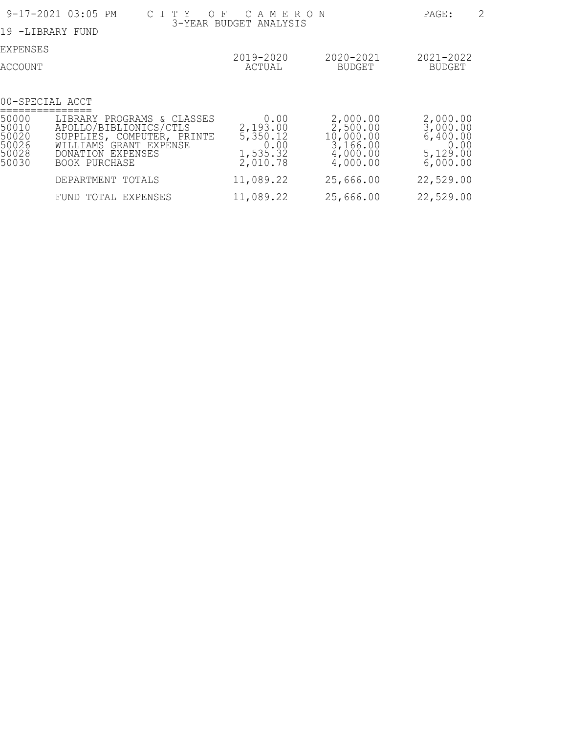# CITY OF CAMERON

## 3-YEAR BUDGET ANALYSIS

19 -LIBRARY FUND

EXPENSES

| ACCOUNT | | 2019-2020 ACTUAL | 2020-2021 BUDGET | 2021-2022 BUDGET |
|---|---|---|---|---|
| **00-SPECIAL ACCT** | | | | |
| 50000 | LIBRARY PROGRAMS & CLASSES | 0.00 | 2,000.00 | 2,000.00 |
| 50010 | APOLLO/BIBLIONICS/CTLS | 2,193.00 | 2,500.00 | 3,000.00 |
| 50020 | SUPPLIES, COMPUTER, PRINTE | 5,350.12 | 10,000.00 | 6,400.00 |
| 50026 | WILLIAMS GRANT EXPENSE | 0.00 | 3,166.00 | 0.00 |
| 50028 | DONATION EXPENSES | 1,535.32 | 4,000.00 | 5,129.00 |
| 50030 | BOOK PURCHASE | 2,010.78 | 4,000.00 | 6,000.00 |
| | DEPARTMENT TOTALS | 11,089.22 | 25,666.00 | 22,529.00 |
| | FUND TOTAL EXPENSES | 11,089.22 | 25,666.00 | 22,529.00 |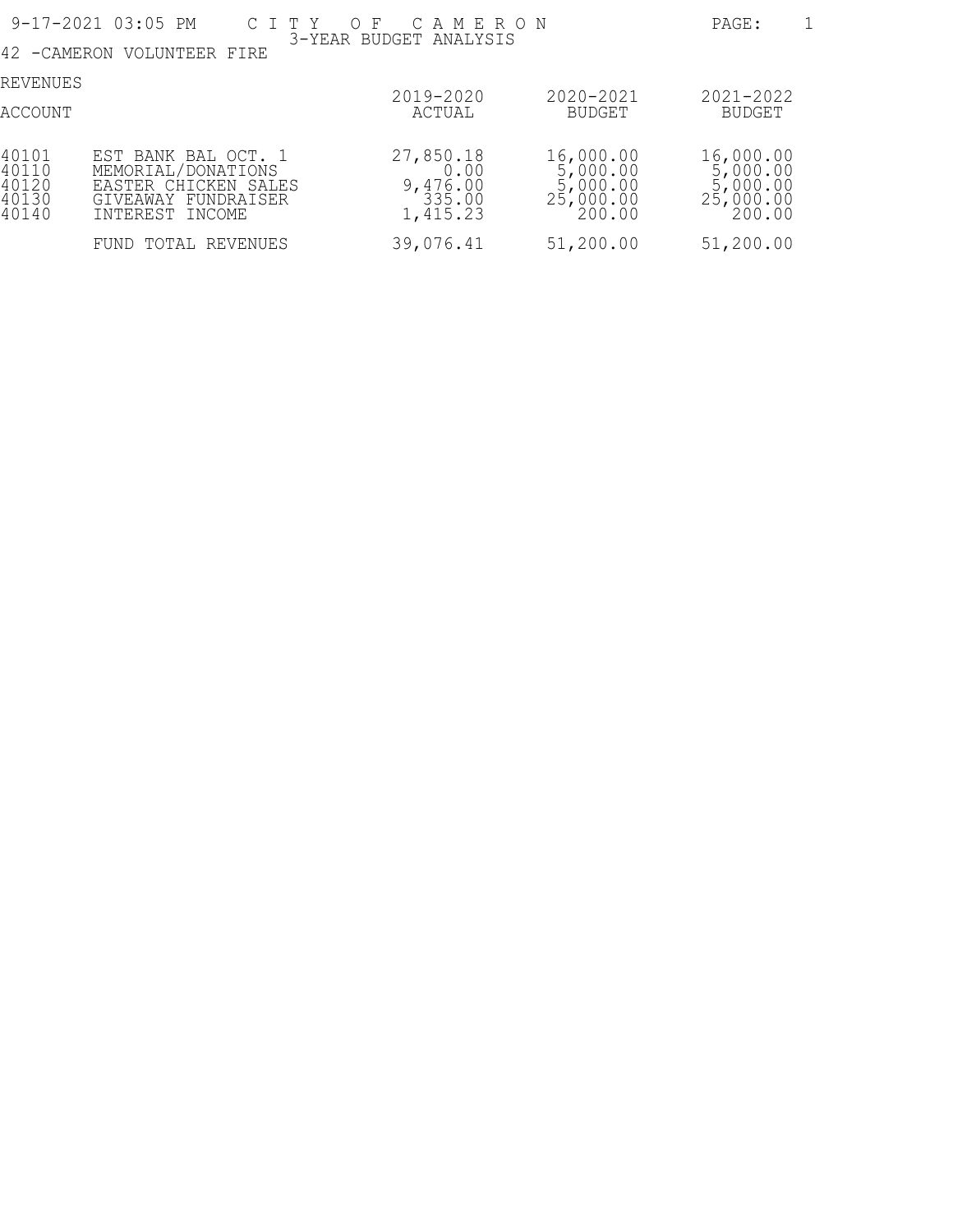9-17-2021 03:05 PM

# CITY OF CAMERON

## 3-YEAR BUDGET ANALYSIS

42 -CAMERON VOLUNTEER FIRE

REVENUES

| ACCOUNT | | 2019-2020 ACTUAL | 2020-2021 BUDGET | 2021-2022 BUDGET |
|---|---|---|---|---|
| 40101 | EST BANK BAL OCT. 1 | 27,850.18 | 16,000.00 | 16,000.00 |
| 40110 | MEMORIAL/DONATIONS | 0.00 | 5,000.00 | 5,000.00 |
| 40120 | EASTER CHICKEN SALES | 9,476.00 | 5,000.00 | 5,000.00 |
| 40130 | GIVEAWAY FUNDRAISER | 335.00 | 25,000.00 | 25,000.00 |
| 40140 | INTEREST INCOME | 1,415.23 | 200.00 | 200.00 |
| | FUND TOTAL REVENUES | 39,076.41 | 51,200.00 | 51,200.00 |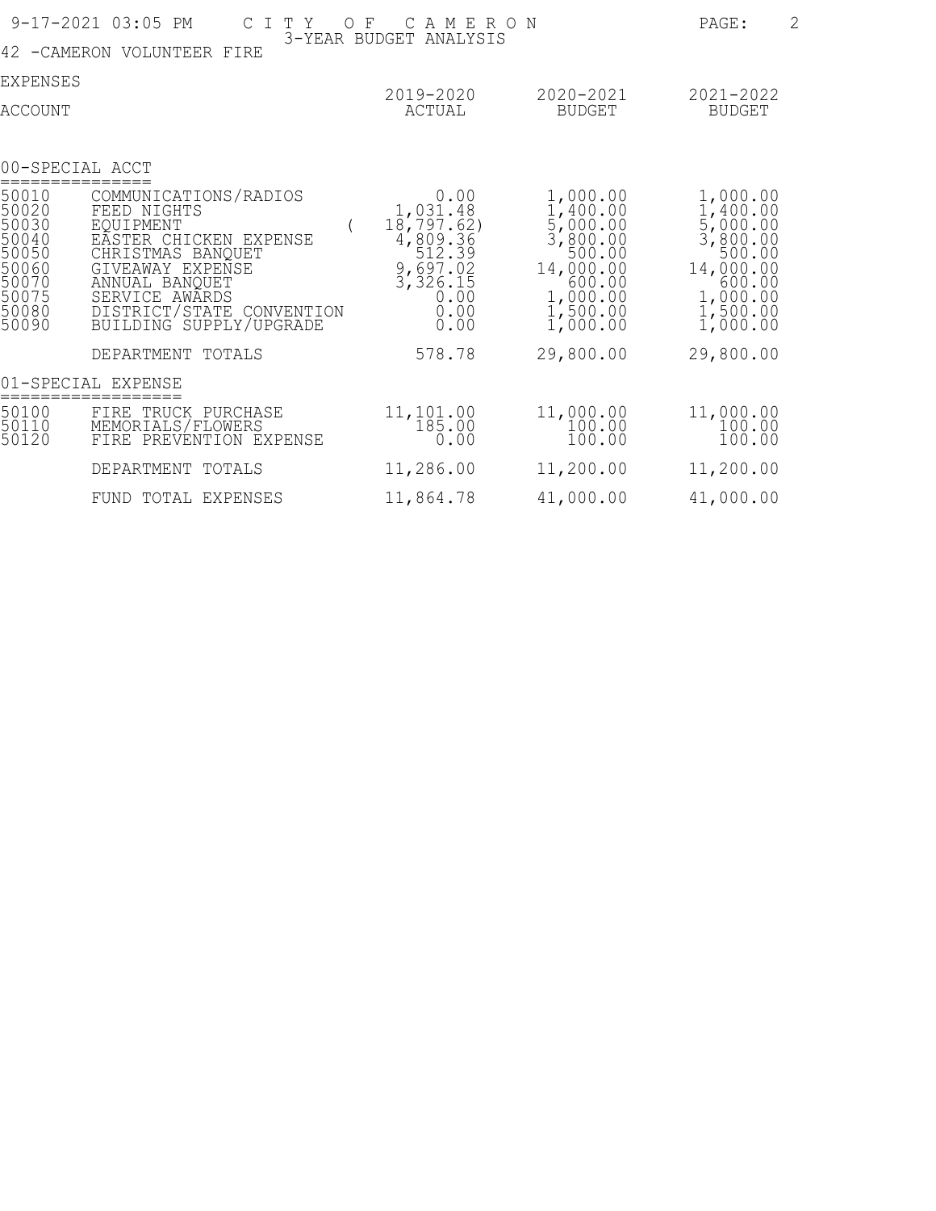**CITY OF CAMERON**
**3-YEAR BUDGET ANALYSIS**

9-17-2021 03:05 PM

42 -CAMERON VOLUNTEER FIRE

EXPENSES

| ACCOUNT | | 2019-2020 ACTUAL | 2020-2021 BUDGET | 2021-2022 BUDGET |
|---|---|---|---|---|
| **00-SPECIAL ACCT** | | | | |
| 50010 | COMMUNICATIONS/RADIOS | 0.00 | 1,000.00 | 1,000.00 |
| 50020 | FEED NIGHTS | 1,031.48 | 1,400.00 | 1,400.00 |
| 50030 | EQUIPMENT | ( 18,797.62) | 5,000.00 | 5,000.00 |
| 50040 | EASTER CHICKEN EXPENSE | 4,809.36 | 3,800.00 | 3,800.00 |
| 50050 | CHRISTMAS BANQUET | 512.39 | 500.00 | 500.00 |
| 50060 | GIVEAWAY EXPENSE | 9,697.02 | 14,000.00 | 14,000.00 |
| 50070 | ANNUAL BANQUET | 3,326.15 | 600.00 | 600.00 |
| 50075 | SERVICE AWARDS | 0.00 | 1,000.00 | 1,000.00 |
| 50080 | DISTRICT/STATE CONVENTION | 0.00 | 1,500.00 | 1,500.00 |
| 50090 | BUILDING SUPPLY/UPGRADE | 0.00 | 1,000.00 | 1,000.00 |
| | DEPARTMENT TOTALS | 578.78 | 29,800.00 | 29,800.00 |
| **01-SPECIAL EXPENSE** | | | | |
| 50100 | FIRE TRUCK PURCHASE | 11,101.00 | 11,000.00 | 11,000.00 |
| 50110 | MEMORIALS/FLOWERS | 185.00 | 100.00 | 100.00 |
| 50120 | FIRE PREVENTION EXPENSE | 0.00 | 100.00 | 100.00 |
| | DEPARTMENT TOTALS | 11,286.00 | 11,200.00 | 11,200.00 |
| | FUND TOTAL EXPENSES | 11,864.78 | 41,000.00 | 41,000.00 |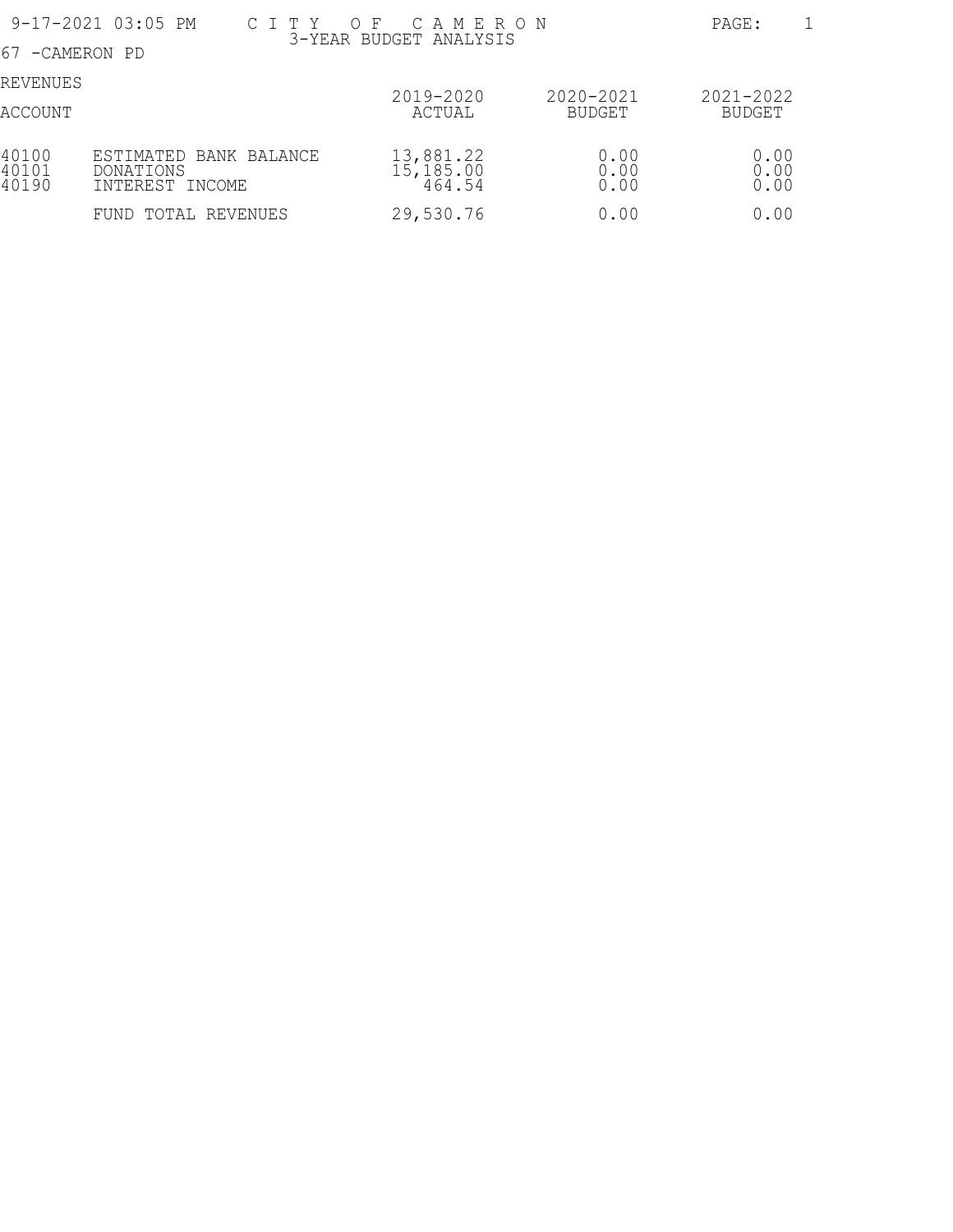# CITY OF CAMERON

## 3-YEAR BUDGET ANALYSIS

9-17-2021 03:05 PM

67 -CAMERON PD

REVENUES

| ACCOUNT | | 2019-2020 ACTUAL | 2020-2021 BUDGET | 2021-2022 BUDGET |
|---|---|---|---|---|
| 40100 | ESTIMATED BANK BALANCE | 13,881.22 | 0.00 | 0.00 |
| 40101 | DONATIONS | 15,185.00 | 0.00 | 0.00 |
| 40190 | INTEREST INCOME | 464.54 | 0.00 | 0.00 |
| | FUND TOTAL REVENUES | 29,530.76 | 0.00 | 0.00 |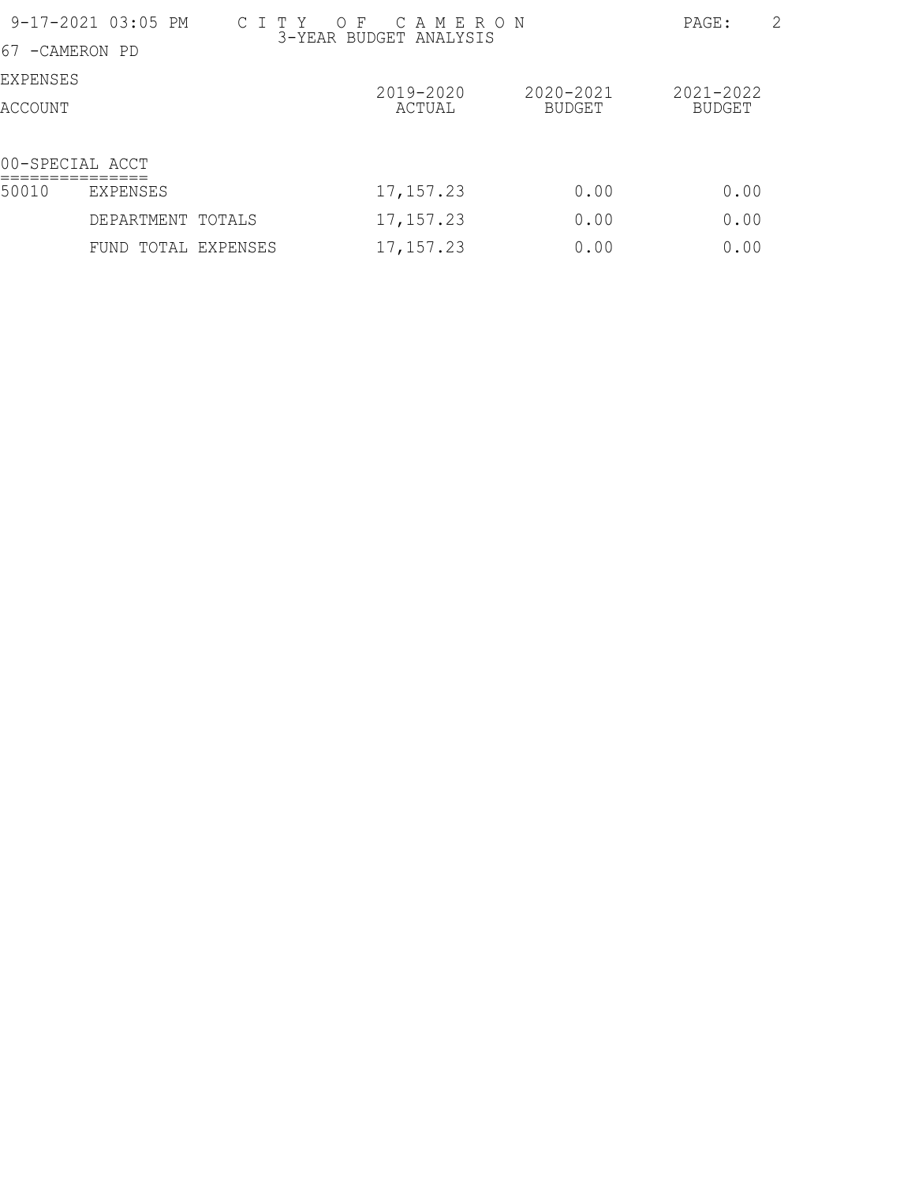# CITY OF CAMERON

## 3-YEAR BUDGET ANALYSIS

67 -CAMERON PD

EXPENSES

| ACCOUNT | | 2019-2020 ACTUAL | 2020-2021 BUDGET | 2021-2022 BUDGET |
|---|---|---|---|---|
| 00-SPECIAL ACCT | | | | |
| 50010 | EXPENSES | 17,157.23 | 0.00 | 0.00 |
| | DEPARTMENT TOTALS | 17,157.23 | 0.00 | 0.00 |
| | FUND TOTAL EXPENSES | 17,157.23 | 0.00 | 0.00 |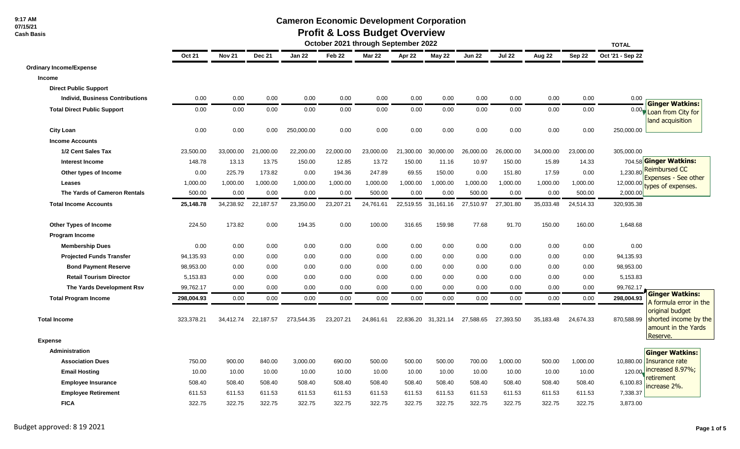9:17 AM
07/15/21
Cash Basis

# Cameron Economic Development Corporation

## Profit & Loss Budget Overview

### October 2021 through September 2022

| | Oct 21 | Nov 21 | Dec 21 | Jan 22 | Feb 22 | Mar 22 | Apr 22 | May 22 | Jun 22 | Jul 22 | Aug 22 | Sep 22 | TOTAL Oct '21 - Sep 22 |
|---|---|---|---|---|---|---|---|---|---|---|---|---|---|
| **Ordinary Income/Expense** | | | | | | | | | | | | | |
| **Income** | | | | | | | | | | | | | |
| **Direct Public Support** | | | | | | | | | | | | | |
| **Individ, Business Contributions** | 0.00 | 0.00 | 0.00 | 0.00 | 0.00 | 0.00 | 0.00 | 0.00 | 0.00 | 0.00 | 0.00 | 0.00 | 0.00 |
| **Total Direct Public Support** | 0.00 | 0.00 | 0.00 | 0.00 | 0.00 | 0.00 | 0.00 | 0.00 | 0.00 | 0.00 | 0.00 | 0.00 | 0.00 |
| **City Loan** | 0.00 | 0.00 | 0.00 | 250,000.00 | 0.00 | 0.00 | 0.00 | 0.00 | 0.00 | 0.00 | 0.00 | 0.00 | 250,000.00 |
| **Income Accounts** | | | | | | | | | | | | | |
| **1/2 Cent Sales Tax** | 23,500.00 | 33,000.00 | 21,000.00 | 22,200.00 | 22,000.00 | 23,000.00 | 21,300.00 | 30,000.00 | 26,000.00 | 26,000.00 | 34,000.00 | 23,000.00 | 305,000.00 |
| **Interest Income** | 148.78 | 13.13 | 13.75 | 150.00 | 12.85 | 13.72 | 150.00 | 11.16 | 10.97 | 150.00 | 15.89 | 14.33 | 704.58 |
| **Other types of Income** | 0.00 | 225.79 | 173.82 | 0.00 | 194.36 | 247.89 | 69.55 | 150.00 | 0.00 | 151.80 | 17.59 | 0.00 | 1,230.80 |
| **Leases** | 1,000.00 | 1,000.00 | 1,000.00 | 1,000.00 | 1,000.00 | 1,000.00 | 1,000.00 | 1,000.00 | 1,000.00 | 1,000.00 | 1,000.00 | 1,000.00 | 12,000.00 |
| **The Yards of Cameron Rentals** | 500.00 | 0.00 | 0.00 | 0.00 | 0.00 | 500.00 | 0.00 | 0.00 | 500.00 | 0.00 | 0.00 | 500.00 | 2,000.00 |
| **Total Income Accounts** | 25,148.78 | 34,238.92 | 22,187.57 | 23,350.00 | 23,207.21 | 24,761.61 | 22,519.55 | 31,161.16 | 27,510.97 | 27,301.80 | 35,033.48 | 24,514.33 | 320,935.38 |
| **Other Types of Income** | 224.50 | 173.82 | 0.00 | 194.35 | 0.00 | 100.00 | 316.65 | 159.98 | 77.68 | 91.70 | 150.00 | 160.00 | 1,648.68 |
| **Program Income** | | | | | | | | | | | | | |
| **Membership Dues** | 0.00 | 0.00 | 0.00 | 0.00 | 0.00 | 0.00 | 0.00 | 0.00 | 0.00 | 0.00 | 0.00 | 0.00 | 0.00 |
| **Projected Funds Transfer** | 94,135.93 | 0.00 | 0.00 | 0.00 | 0.00 | 0.00 | 0.00 | 0.00 | 0.00 | 0.00 | 0.00 | 0.00 | 94,135.93 |
| **Bond Payment Reserve** | 98,953.00 | 0.00 | 0.00 | 0.00 | 0.00 | 0.00 | 0.00 | 0.00 | 0.00 | 0.00 | 0.00 | 0.00 | 98,953.00 |
| **Retail Tourism Director** | 5,153.83 | 0.00 | 0.00 | 0.00 | 0.00 | 0.00 | 0.00 | 0.00 | 0.00 | 0.00 | 0.00 | 0.00 | 5,153.83 |
| **The Yards Development Rsv** | 99,762.17 | 0.00 | 0.00 | 0.00 | 0.00 | 0.00 | 0.00 | 0.00 | 0.00 | 0.00 | 0.00 | 0.00 | 99,762.17 |
| **Total Program Income** | 298,004.93 | 0.00 | 0.00 | 0.00 | 0.00 | 0.00 | 0.00 | 0.00 | 0.00 | 0.00 | 0.00 | 0.00 | 298,004.93 |
| **Total Income** | 323,378.21 | 34,412.74 | 22,187.57 | 273,544.35 | 23,207.21 | 24,861.61 | 22,836.20 | 31,321.14 | 27,588.65 | 27,393.50 | 35,183.48 | 24,674.33 | 870,588.99 |
| **Expense** | | | | | | | | | | | | | |
| **Administration** | | | | | | | | | | | | | |
| **Association Dues** | 750.00 | 900.00 | 840.00 | 3,000.00 | 690.00 | 500.00 | 500.00 | 500.00 | 700.00 | 1,000.00 | 500.00 | 1,000.00 | 10,880.00 |
| **Email Hosting** | 10.00 | 10.00 | 10.00 | 10.00 | 10.00 | 10.00 | 10.00 | 10.00 | 10.00 | 10.00 | 10.00 | 10.00 | 120.00 |
| **Employee Insurance** | 508.40 | 508.40 | 508.40 | 508.40 | 508.40 | 508.40 | 508.40 | 508.40 | 508.40 | 508.40 | 508.40 | 508.40 | 6,100.83 |
| **Employee Retirement** | 611.53 | 611.53 | 611.53 | 611.53 | 611.53 | 611.53 | 611.53 | 611.53 | 611.53 | 611.53 | 611.53 | 611.53 | 7,338.37 |
| **FICA** | 322.75 | 322.75 | 322.75 | 322.75 | 322.75 | 322.75 | 322.75 | 322.75 | 322.75 | 322.75 | 322.75 | 322.75 | 3,873.00 |

**Ginger Watkins:** Loan from City for land acquisition

**Ginger Watkins:** Reimbursed CC Expenses - See other types of expenses.

**Ginger Watkins:** A formula error in the original budget shorted income by the amount in the Yards Reserve.

**Ginger Watkins:** Insurance rate increased 8.97%; retirement increase 2%.

Budget approved: 8 19 2021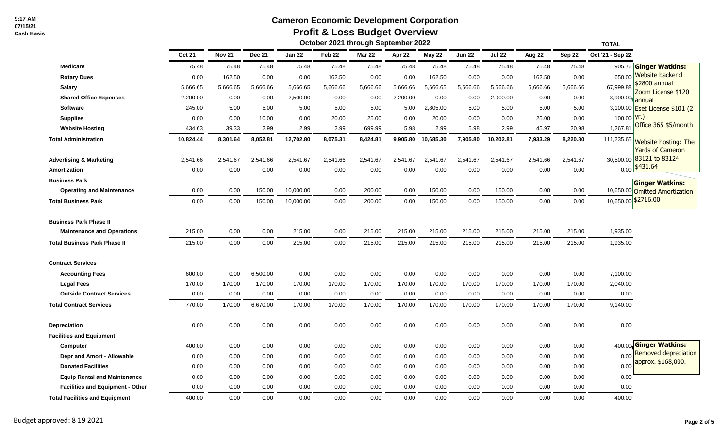9:17 AM
07/15/21
Cash Basis

# Cameron Economic Development Corporation
## Profit & Loss Budget Overview
### October 2021 through September 2022

| | Oct 21 | Nov 21 | Dec 21 | Jan 22 | Feb 22 | Mar 22 | Apr 22 | May 22 | Jun 22 | Jul 22 | Aug 22 | Sep 22 | TOTAL Oct '21 - Sep 22 |
|---|---|---|---|---|---|---|---|---|---|---|---|---|---|
| Medicare | 75.48 | 75.48 | 75.48 | 75.48 | 75.48 | 75.48 | 75.48 | 75.48 | 75.48 | 75.48 | 75.48 | 75.48 | 905.76 |
| Rotary Dues | 0.00 | 162.50 | 0.00 | 0.00 | 162.50 | 0.00 | 0.00 | 162.50 | 0.00 | 0.00 | 162.50 | 0.00 | 650.00 |
| Salary | 5,666.65 | 5,666.65 | 5,666.66 | 5,666.65 | 5,666.66 | 5,666.66 | 5,666.66 | 5,666.65 | 5,666.66 | 5,666.66 | 5,666.66 | 5,666.66 | 67,999.88 |
| Shared Office Expenses | 2,200.00 | 0.00 | 0.00 | 2,500.00 | 0.00 | 0.00 | 2,200.00 | 0.00 | 0.00 | 2,000.00 | 0.00 | 0.00 | 8,900.00 |
| Software | 245.00 | 5.00 | 5.00 | 5.00 | 5.00 | 5.00 | 5.00 | 2,805.00 | 5.00 | 5.00 | 5.00 | 5.00 | 3,100.00 |
| Supplies | 0.00 | 0.00 | 10.00 | 0.00 | 20.00 | 25.00 | 0.00 | 20.00 | 0.00 | 0.00 | 25.00 | 0.00 | 100.00 |
| Website Hosting | 434.63 | 39.33 | 2.99 | 2.99 | 2.99 | 699.99 | 5.98 | 2.99 | 5.98 | 2.99 | 45.97 | 20.98 | 1,267.81 |
| **Total Administration** | 10,824.44 | 8,301.64 | 8,052.81 | 12,702.80 | 8,075.31 | 8,424.81 | 9,905.80 | 10,685.30 | 7,905.80 | 10,202.81 | 7,933.29 | 8,220.80 | 111,235.65 |
| **Advertising & Marketing** | 2,541.66 | 2,541.67 | 2,541.66 | 2,541.67 | 2,541.66 | 2,541.67 | 2,541.67 | 2,541.67 | 2,541.67 | 2,541.67 | 2,541.66 | 2,541.67 | 30,500.00 |
| **Amortization** | 0.00 | 0.00 | 0.00 | 0.00 | 0.00 | 0.00 | 0.00 | 0.00 | 0.00 | 0.00 | 0.00 | 0.00 | 0.00 |
| **Business Park** | | | | | | | | | | | | | |
| Operating and Maintenance | 0.00 | 0.00 | 150.00 | 10,000.00 | 0.00 | 200.00 | 0.00 | 150.00 | 0.00 | 150.00 | 0.00 | 0.00 | 10,650.00 |
| **Total Business Park** | 0.00 | 0.00 | 150.00 | 10,000.00 | 0.00 | 200.00 | 0.00 | 150.00 | 0.00 | 150.00 | 0.00 | 0.00 | 10,650.00 |
| **Business Park Phase II** | | | | | | | | | | | | | |
| Maintenance and Operations | 215.00 | 0.00 | 0.00 | 215.00 | 0.00 | 215.00 | 215.00 | 215.00 | 215.00 | 215.00 | 215.00 | 215.00 | 1,935.00 |
| **Total Business Park Phase II** | 215.00 | 0.00 | 0.00 | 215.00 | 0.00 | 215.00 | 215.00 | 215.00 | 215.00 | 215.00 | 215.00 | 215.00 | 1,935.00 |
| **Contract Services** | | | | | | | | | | | | | |
| Accounting Fees | 600.00 | 0.00 | 6,500.00 | 0.00 | 0.00 | 0.00 | 0.00 | 0.00 | 0.00 | 0.00 | 0.00 | 0.00 | 7,100.00 |
| Legal Fees | 170.00 | 170.00 | 170.00 | 170.00 | 170.00 | 170.00 | 170.00 | 170.00 | 170.00 | 170.00 | 170.00 | 170.00 | 2,040.00 |
| Outside Contract Services | 0.00 | 0.00 | 0.00 | 0.00 | 0.00 | 0.00 | 0.00 | 0.00 | 0.00 | 0.00 | 0.00 | 0.00 | 0.00 |
| **Total Contract Services** | 770.00 | 170.00 | 6,670.00 | 170.00 | 170.00 | 170.00 | 170.00 | 170.00 | 170.00 | 170.00 | 170.00 | 170.00 | 9,140.00 |
| **Depreciation** | 0.00 | 0.00 | 0.00 | 0.00 | 0.00 | 0.00 | 0.00 | 0.00 | 0.00 | 0.00 | 0.00 | 0.00 | 0.00 |
| **Facilities and Equipment** | | | | | | | | | | | | | |
| Computer | 400.00 | 0.00 | 0.00 | 0.00 | 0.00 | 0.00 | 0.00 | 0.00 | 0.00 | 0.00 | 0.00 | 0.00 | 400.00 |
| Depr and Amort - Allowable | 0.00 | 0.00 | 0.00 | 0.00 | 0.00 | 0.00 | 0.00 | 0.00 | 0.00 | 0.00 | 0.00 | 0.00 | 0.00 |
| Donated Facilities | 0.00 | 0.00 | 0.00 | 0.00 | 0.00 | 0.00 | 0.00 | 0.00 | 0.00 | 0.00 | 0.00 | 0.00 | 0.00 |
| Equip Rental and Maintenance | 0.00 | 0.00 | 0.00 | 0.00 | 0.00 | 0.00 | 0.00 | 0.00 | 0.00 | 0.00 | 0.00 | 0.00 | 0.00 |
| Facilities and Equipment - Other | 0.00 | 0.00 | 0.00 | 0.00 | 0.00 | 0.00 | 0.00 | 0.00 | 0.00 | 0.00 | 0.00 | 0.00 | 0.00 |
| **Total Facilities and Equipment** | 400.00 | 0.00 | 0.00 | 0.00 | 0.00 | 0.00 | 0.00 | 0.00 | 0.00 | 0.00 | 0.00 | 0.00 | 400.00 |

**Ginger Watkins:** Website backend $2800 annual
Zoom License $120 annual
Eset License $101 (2 yr.)
Office 365 $5/month
Website hosting: The Yards of Cameron 83121 to 83124 $431.64

**Ginger Watkins:** Omitted Amortization $2716.00

**Ginger Watkins:** Removed depreciation approx. $168,000.

Budget approved: 8 19 2021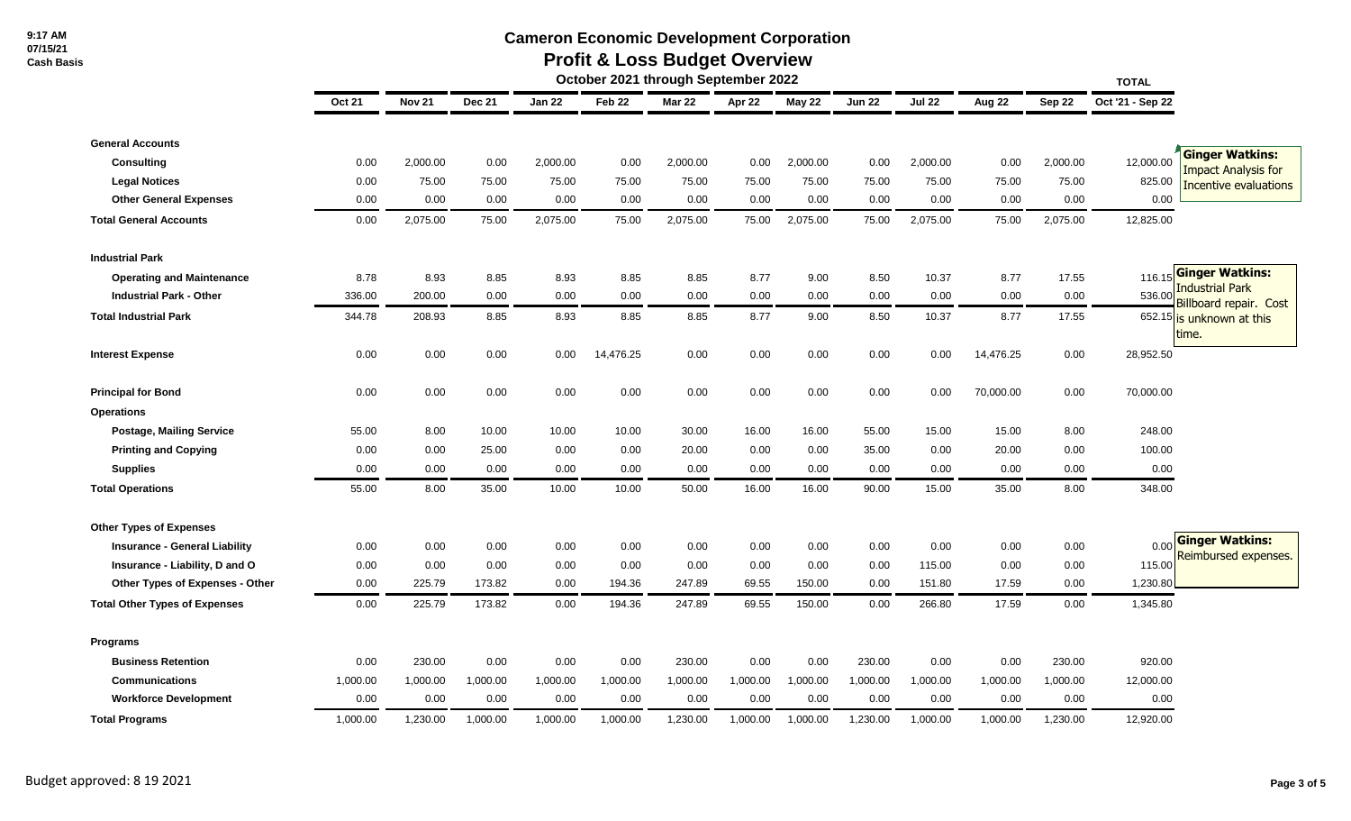9:17 AM
07/15/21
Cash Basis

# Cameron Economic Development Corporation
## Profit & Loss Budget Overview
### October 2021 through September 2022

| | Oct 21 | Nov 21 | Dec 21 | Jan 22 | Feb 22 | Mar 22 | Apr 22 | May 22 | Jun 22 | Jul 22 | Aug 22 | Sep 22 | TOTAL Oct '21 - Sep 22 | |
|---|---|---|---|---|---|---|---|---|---|---|---|---|---|---|
| **General Accounts** | | | | | | | | | | | | | | |
| **Consulting** | 0.00 | 2,000.00 | 0.00 | 2,000.00 | 0.00 | 2,000.00 | 0.00 | 2,000.00 | 0.00 | 2,000.00 | 0.00 | 2,000.00 | 12,000.00 | **Ginger Watkins:** Impact Analysis for Incentive evaluations |
| **Legal Notices** | 0.00 | 75.00 | 75.00 | 75.00 | 75.00 | 75.00 | 75.00 | 75.00 | 75.00 | 75.00 | 75.00 | 75.00 | 825.00 | |
| **Other General Expenses** | 0.00 | 0.00 | 0.00 | 0.00 | 0.00 | 0.00 | 0.00 | 0.00 | 0.00 | 0.00 | 0.00 | 0.00 | 0.00 | |
| **Total General Accounts** | 0.00 | 2,075.00 | 75.00 | 2,075.00 | 75.00 | 2,075.00 | 75.00 | 2,075.00 | 75.00 | 2,075.00 | 75.00 | 2,075.00 | 12,825.00 | |
| **Industrial Park** | | | | | | | | | | | | | | |
| **Operating and Maintenance** | 8.78 | 8.93 | 8.85 | 8.93 | 8.85 | 8.85 | 8.77 | 9.00 | 8.50 | 10.37 | 8.77 | 17.55 | 116.15 | **Ginger Watkins:** Industrial Park Billboard repair. Cost is unknown at this time. |
| **Industrial Park - Other** | 336.00 | 200.00 | 0.00 | 0.00 | 0.00 | 0.00 | 0.00 | 0.00 | 0.00 | 0.00 | 0.00 | 0.00 | 536.00 | |
| **Total Industrial Park** | 344.78 | 208.93 | 8.85 | 8.93 | 8.85 | 8.85 | 8.77 | 9.00 | 8.50 | 10.37 | 8.77 | 17.55 | 652.15 | |
| **Interest Expense** | 0.00 | 0.00 | 0.00 | 0.00 | 14,476.25 | 0.00 | 0.00 | 0.00 | 0.00 | 0.00 | 14,476.25 | 0.00 | 28,952.50 | |
| **Principal for Bond** | 0.00 | 0.00 | 0.00 | 0.00 | 0.00 | 0.00 | 0.00 | 0.00 | 0.00 | 0.00 | 70,000.00 | 0.00 | 70,000.00 | |
| **Operations** | | | | | | | | | | | | | | |
| **Postage, Mailing Service** | 55.00 | 8.00 | 10.00 | 10.00 | 10.00 | 30.00 | 16.00 | 16.00 | 55.00 | 15.00 | 15.00 | 8.00 | 248.00 | |
| **Printing and Copying** | 0.00 | 0.00 | 25.00 | 0.00 | 0.00 | 20.00 | 0.00 | 0.00 | 35.00 | 0.00 | 20.00 | 0.00 | 100.00 | |
| **Supplies** | 0.00 | 0.00 | 0.00 | 0.00 | 0.00 | 0.00 | 0.00 | 0.00 | 0.00 | 0.00 | 0.00 | 0.00 | 0.00 | |
| **Total Operations** | 55.00 | 8.00 | 35.00 | 10.00 | 10.00 | 50.00 | 16.00 | 16.00 | 90.00 | 15.00 | 35.00 | 8.00 | 348.00 | |
| **Other Types of Expenses** | | | | | | | | | | | | | | |
| **Insurance - General Liability** | 0.00 | 0.00 | 0.00 | 0.00 | 0.00 | 0.00 | 0.00 | 0.00 | 0.00 | 0.00 | 0.00 | 0.00 | 0.00 | **Ginger Watkins:** Reimbursed expenses. |
| **Insurance - Liability, D and O** | 0.00 | 0.00 | 0.00 | 0.00 | 0.00 | 0.00 | 0.00 | 0.00 | 0.00 | 115.00 | 0.00 | 0.00 | 115.00 | |
| **Other Types of Expenses - Other** | 0.00 | 225.79 | 173.82 | 0.00 | 194.36 | 247.89 | 69.55 | 150.00 | 0.00 | 151.80 | 17.59 | 0.00 | 1,230.80 | |
| **Total Other Types of Expenses** | 0.00 | 225.79 | 173.82 | 0.00 | 194.36 | 247.89 | 69.55 | 150.00 | 0.00 | 266.80 | 17.59 | 0.00 | 1,345.80 | |
| **Programs** | | | | | | | | | | | | | | |
| **Business Retention** | 0.00 | 230.00 | 0.00 | 0.00 | 0.00 | 230.00 | 0.00 | 0.00 | 230.00 | 0.00 | 0.00 | 230.00 | 920.00 | |
| **Communications** | 1,000.00 | 1,000.00 | 1,000.00 | 1,000.00 | 1,000.00 | 1,000.00 | 1,000.00 | 1,000.00 | 1,000.00 | 1,000.00 | 1,000.00 | 1,000.00 | 12,000.00 | |
| **Workforce Development** | 0.00 | 0.00 | 0.00 | 0.00 | 0.00 | 0.00 | 0.00 | 0.00 | 0.00 | 0.00 | 0.00 | 0.00 | 0.00 | |
| **Total Programs** | 1,000.00 | 1,230.00 | 1,000.00 | 1,000.00 | 1,000.00 | 1,230.00 | 1,000.00 | 1,000.00 | 1,230.00 | 1,000.00 | 1,000.00 | 1,230.00 | 12,920.00 | |

Budget approved: 8 19 2021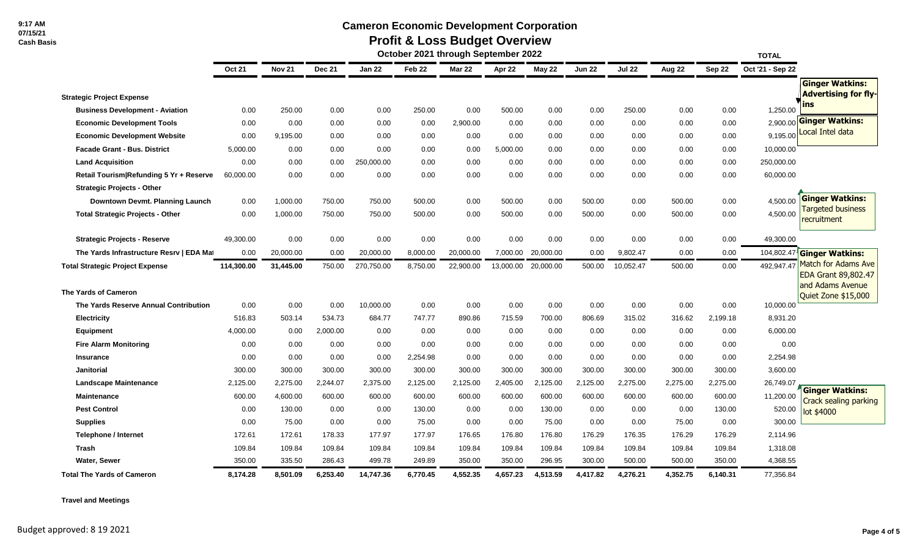9:17 AM
07/15/21
Cash Basis

# Cameron Economic Development Corporation

## Profit & Loss Budget Overview

### October 2021 through September 2022

| | Oct 21 | Nov 21 | Dec 21 | Jan 22 | Feb 22 | Mar 22 | Apr 22 | May 22 | Jun 22 | Jul 22 | Aug 22 | Sep 22 | TOTAL Oct '21 - Sep 22 |
|---|---|---|---|---|---|---|---|---|---|---|---|---|---|
| **Strategic Project Expense** | | | | | | | | | | | | | |
| Business Development - Aviation | 0.00 | 250.00 | 0.00 | 0.00 | 250.00 | 0.00 | 500.00 | 0.00 | 0.00 | 250.00 | 0.00 | 0.00 | 1,250.00 |
| Economic Development Tools | 0.00 | 0.00 | 0.00 | 0.00 | 0.00 | 2,900.00 | 0.00 | 0.00 | 0.00 | 0.00 | 0.00 | 0.00 | 2,900.00 |
| Economic Development Website | 0.00 | 9,195.00 | 0.00 | 0.00 | 0.00 | 0.00 | 0.00 | 0.00 | 0.00 | 0.00 | 0.00 | 0.00 | 9,195.00 |
| Facade Grant - Bus. District | 5,000.00 | 0.00 | 0.00 | 0.00 | 0.00 | 0.00 | 5,000.00 | 0.00 | 0.00 | 0.00 | 0.00 | 0.00 | 10,000.00 |
| Land Acquisition | 0.00 | 0.00 | 0.00 | 250,000.00 | 0.00 | 0.00 | 0.00 | 0.00 | 0.00 | 0.00 | 0.00 | 0.00 | 250,000.00 |
| Retail Tourism\|Refunding 5 Yr + Reserve | 60,000.00 | 0.00 | 0.00 | 0.00 | 0.00 | 0.00 | 0.00 | 0.00 | 0.00 | 0.00 | 0.00 | 0.00 | 60,000.00 |
| Strategic Projects - Other | | | | | | | | | | | | | |
| Downtown Devmt. Planning Launch | 0.00 | 1,000.00 | 750.00 | 750.00 | 500.00 | 0.00 | 500.00 | 0.00 | 500.00 | 0.00 | 500.00 | 0.00 | 4,500.00 |
| **Total Strategic Projects - Other** | 0.00 | 1,000.00 | 750.00 | 750.00 | 500.00 | 0.00 | 500.00 | 0.00 | 500.00 | 0.00 | 500.00 | 0.00 | 4,500.00 |
| Strategic Projects - Reserve | 49,300.00 | 0.00 | 0.00 | 0.00 | 0.00 | 0.00 | 0.00 | 0.00 | 0.00 | 0.00 | 0.00 | 0.00 | 49,300.00 |
| The Yards Infrastructure Resrv \| EDA Mat | 0.00 | 20,000.00 | 0.00 | 20,000.00 | 8,000.00 | 20,000.00 | 7,000.00 | 20,000.00 | 0.00 | 9,802.47 | 0.00 | 0.00 | 104,802.47 |
| **Total Strategic Project Expense** | 114,300.00 | 31,445.00 | 750.00 | 270,750.00 | 8,750.00 | 22,900.00 | 13,000.00 | 20,000.00 | 500.00 | 10,052.47 | 500.00 | 0.00 | 492,947.47 |
| **The Yards of Cameron** | | | | | | | | | | | | | |
| The Yards Reserve Annual Contribution | 0.00 | 0.00 | 0.00 | 10,000.00 | 0.00 | 0.00 | 0.00 | 0.00 | 0.00 | 0.00 | 0.00 | 0.00 | 10,000.00 |
| Electricity | 516.83 | 503.14 | 534.73 | 684.77 | 747.77 | 890.86 | 715.59 | 700.00 | 806.69 | 315.02 | 316.62 | 2,199.18 | 8,931.20 |
| Equipment | 4,000.00 | 0.00 | 2,000.00 | 0.00 | 0.00 | 0.00 | 0.00 | 0.00 | 0.00 | 0.00 | 0.00 | 0.00 | 6,000.00 |
| Fire Alarm Monitoring | 0.00 | 0.00 | 0.00 | 0.00 | 0.00 | 0.00 | 0.00 | 0.00 | 0.00 | 0.00 | 0.00 | 0.00 | 0.00 |
| Insurance | 0.00 | 0.00 | 0.00 | 0.00 | 2,254.98 | 0.00 | 0.00 | 0.00 | 0.00 | 0.00 | 0.00 | 0.00 | 2,254.98 |
| Janitorial | 300.00 | 300.00 | 300.00 | 300.00 | 300.00 | 300.00 | 300.00 | 300.00 | 300.00 | 300.00 | 300.00 | 300.00 | 3,600.00 |
| Landscape Maintenance | 2,125.00 | 2,275.00 | 2,244.07 | 2,375.00 | 2,125.00 | 2,125.00 | 2,405.00 | 2,125.00 | 2,125.00 | 2,275.00 | 2,275.00 | 2,275.00 | 26,749.07 |
| Maintenance | 600.00 | 4,600.00 | 600.00 | 600.00 | 600.00 | 600.00 | 600.00 | 600.00 | 600.00 | 600.00 | 600.00 | 600.00 | 11,200.00 |
| Pest Control | 0.00 | 130.00 | 0.00 | 0.00 | 130.00 | 0.00 | 0.00 | 130.00 | 0.00 | 0.00 | 0.00 | 130.00 | 520.00 |
| Supplies | 0.00 | 75.00 | 0.00 | 0.00 | 75.00 | 0.00 | 0.00 | 75.00 | 0.00 | 0.00 | 75.00 | 0.00 | 300.00 |
| Telephone / Internet | 172.61 | 172.61 | 178.33 | 177.97 | 177.97 | 176.65 | 176.80 | 176.80 | 176.29 | 176.35 | 176.29 | 176.29 | 2,114.96 |
| Trash | 109.84 | 109.84 | 109.84 | 109.84 | 109.84 | 109.84 | 109.84 | 109.84 | 109.84 | 109.84 | 109.84 | 109.84 | 1,318.08 |
| Water, Sewer | 350.00 | 335.50 | 286.43 | 499.78 | 249.89 | 350.00 | 350.00 | 296.95 | 300.00 | 500.00 | 500.00 | 350.00 | 4,368.55 |
| **Total The Yards of Cameron** | 8,174.28 | 8,501.09 | 6,253.40 | 14,747.36 | 6,770.45 | 4,552.35 | 4,657.23 | 4,513.59 | 4,417.82 | 4,276.21 | 4,352.75 | 6,140.31 | 77,356.84 |
| **Travel and Meetings** | | | | | | | | | | | | | |

Ginger Watkins: Advertising for fly-ins

Ginger Watkins: Local Intel data

Ginger Watkins: Targeted business recruitment

Ginger Watkins: Match for Adams Ave EDA Grant 89,802.47 and Adams Avenue Quiet Zone $15,000

Ginger Watkins: Crack sealing parking lot $4000

Budget approved: 8 19 2021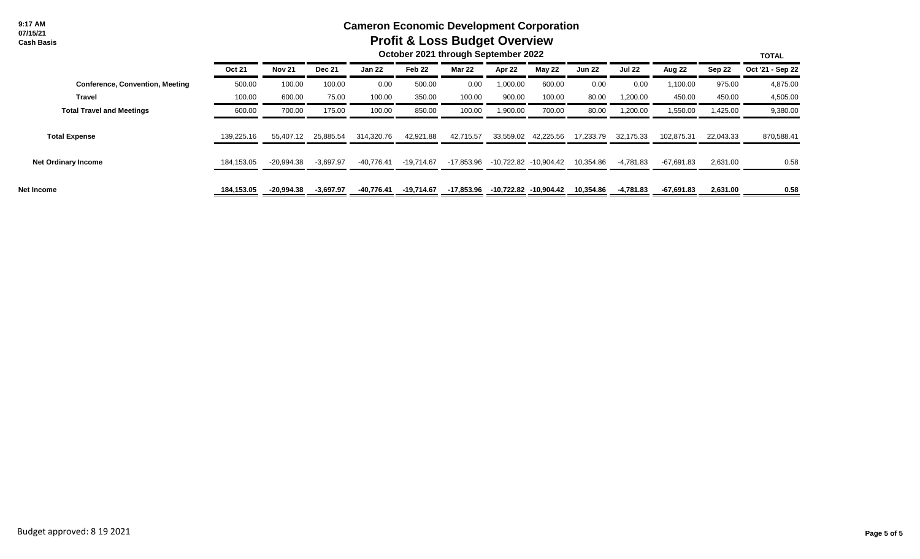9:17 AM
07/15/21
Cash Basis

# Cameron Economic Development Corporation
## Profit & Loss Budget Overview
### October 2021 through September 2022

| | Oct 21 | Nov 21 | Dec 21 | Jan 22 | Feb 22 | Mar 22 | Apr 22 | May 22 | Jun 22 | Jul 22 | Aug 22 | Sep 22 | TOTAL Oct '21 - Sep 22 |
|---|---|---|---|---|---|---|---|---|---|---|---|---|---|
| **Conference, Convention, Meeting** | 500.00 | 100.00 | 100.00 | 0.00 | 500.00 | 0.00 | 1,000.00 | 600.00 | 0.00 | 0.00 | 1,100.00 | 975.00 | 4,875.00 |
| **Travel** | 100.00 | 600.00 | 75.00 | 100.00 | 350.00 | 100.00 | 900.00 | 100.00 | 80.00 | 1,200.00 | 450.00 | 450.00 | 4,505.00 |
| **Total Travel and Meetings** | 600.00 | 700.00 | 175.00 | 100.00 | 850.00 | 100.00 | 1,900.00 | 700.00 | 80.00 | 1,200.00 | 1,550.00 | 1,425.00 | 9,380.00 |
| **Total Expense** | 139,225.16 | 55,407.12 | 25,885.54 | 314,320.76 | 42,921.88 | 42,715.57 | 33,559.02 | 42,225.56 | 17,233.79 | 32,175.33 | 102,875.31 | 22,043.33 | 870,588.41 |
| **Net Ordinary Income** | 184,153.05 | -20,994.38 | -3,697.97 | -40,776.41 | -19,714.67 | -17,853.96 | -10,722.82 | -10,904.42 | 10,354.86 | -4,781.83 | -67,691.83 | 2,631.00 | 0.58 |
| **Net Income** | **184,153.05** | **-20,994.38** | **-3,697.97** | **-40,776.41** | **-19,714.67** | **-17,853.96** | **-10,722.82** | **-10,904.42** | **10,354.86** | **-4,781.83** | **-67,691.83** | **2,631.00** | **0.58** |

Budget approved: 8 19 2021